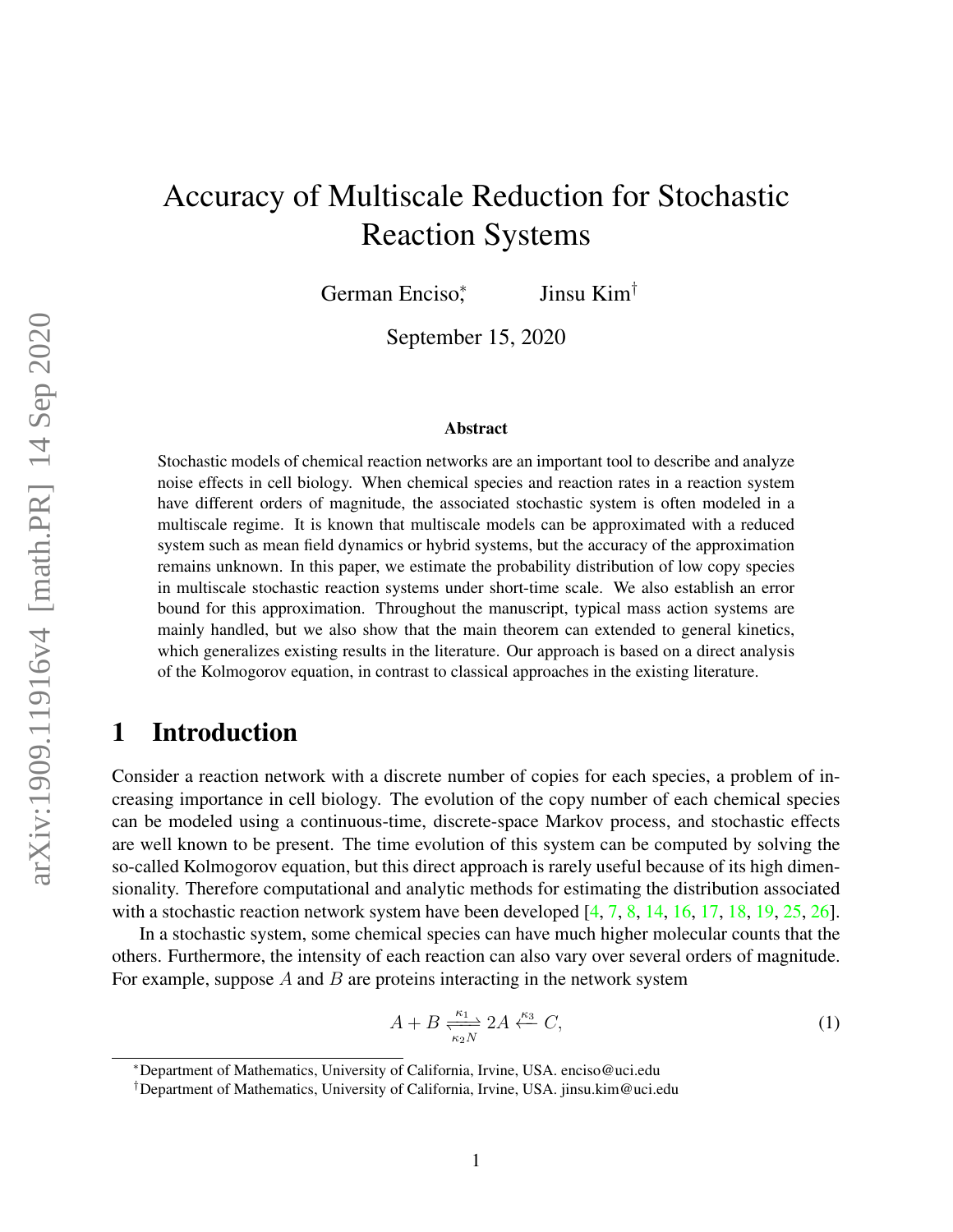# Accuracy of Multiscale Reduction for Stochastic Reaction Systems

German Enciso[*], Jinsu Kim[†]

September 15, 2020

### Abstract

Stochastic models of chemical reaction networks are an important tool to describe and analyze noise effects in cell biology. When chemical species and reaction rates in a reaction system have different orders of magnitude, the associated stochastic system is often modeled in a multiscale regime. It is known that multiscale models can be approximated with a reduced system such as mean field dynamics or hybrid systems, but the accuracy of the approximation remains unknown. In this paper, we estimate the probability distribution of low copy species in multiscale stochastic reaction systems under short-time scale. We also establish an error bound for this approximation. Throughout the manuscript, typical mass action systems are mainly handled, but we also show that the main theorem can extended to general kinetics, which generalizes existing results in the literature. Our approach is based on a direct analysis of the Kolmogorov equation, in contrast to classical approaches in the existing literature.

## 1 Introduction

Consider a reaction network with a discrete number of copies for each species, a problem of increasing importance in cell biology. The evolution of the copy number of each chemical species can be modeled using a continuous-time, discrete-space Markov process, and stochastic effects are well known to be present. The time evolution of this system can be computed by solving the so-called Kolmogorov equation, but this direct approach is rarely useful because of its high dimensionality. Therefore computational and analytic methods for estimating the distribution associated with a stochastic reaction network system have been developed [4, 7, 8, 14, 16, 17, 18, 19, 25, 26].

In a stochastic system, some chemical species can have much higher molecular counts that the others. Furthermore, the intensity of each reaction can also vary over several orders of magnitude. For example, suppose $A$ and $B$ are proteins interacting in the network system

$$A + B \underset{\kappa_2 N}{\overset{\kappa_1}{\rightleftharpoons}} 2A \overset{\kappa_3}{\leftarrow} C, \tag{1}$$

[*]Department of Mathematics, University of California, Irvine, USA. enciso@uci.edu

[†]Department of Mathematics, University of California, Irvine, USA. jinsu.kim@uci.edu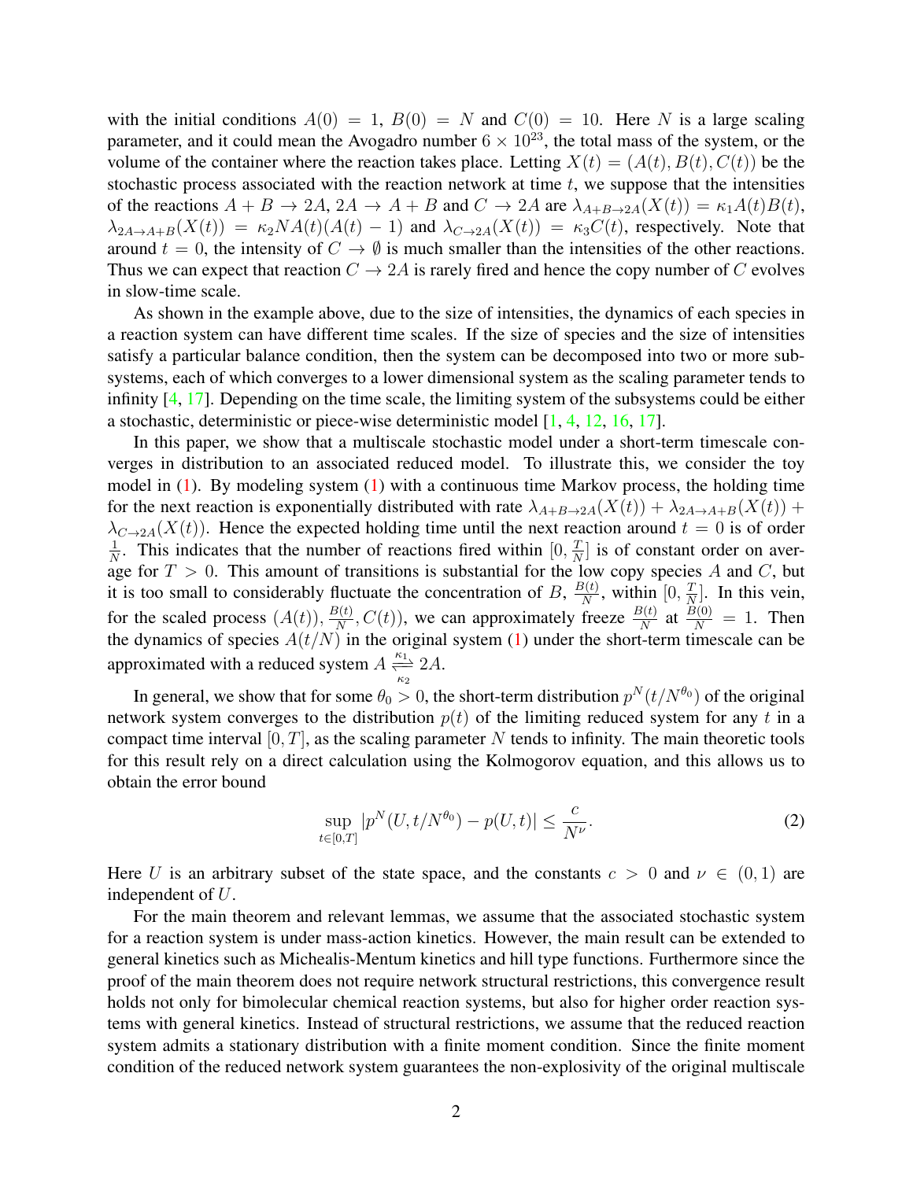with the initial conditions $A(0) = 1$, $B(0) = N$ and $C(0) = 10$. Here $N$ is a large scaling parameter, and it could mean the Avogadro number $6 \times 10^{23}$, the total mass of the system, or the volume of the container where the reaction takes place. Letting $X(t) = (A(t), B(t), C(t))$ be the stochastic process associated with the reaction network at time $t$, we suppose that the intensities of the reactions $A + B \to 2A$, $2A \to A + B$ and $C \to 2A$ are $\lambda_{A+B\to 2A}(X(t)) = \kappa_1 A(t)B(t)$, $\lambda_{2A\to A+B}(X(t)) = \kappa_2 N A(t)(A(t)-1)$ and $\lambda_{C\to 2A}(X(t)) = \kappa_3 C(t)$, respectively. Note that around $t = 0$, the intensity of $C \to \emptyset$ is much smaller than the intensities of the other reactions. Thus we can expect that reaction $C \to 2A$ is rarely fired and hence the copy number of $C$ evolves in slow-time scale.

As shown in the example above, due to the size of intensities, the dynamics of each species in a reaction system can have different time scales. If the size of species and the size of intensities satisfy a particular balance condition, then the system can be decomposed into two or more subsystems, each of which converges to a lower dimensional system as the scaling parameter tends to infinity [4, 17]. Depending on the time scale, the limiting system of the subsystems could be either a stochastic, deterministic or piece-wise deterministic model [1, 4, 12, 16, 17].

In this paper, we show that a multiscale stochastic model under a short-term timescale converges in distribution to an associated reduced model. To illustrate this, we consider the toy model in (1). By modeling system (1) with a continuous time Markov process, the holding time for the next reaction is exponentially distributed with rate $\lambda_{A+B\to 2A}(X(t)) + \lambda_{2A\to A+B}(X(t)) + \lambda_{C\to 2A}(X(t))$. Hence the expected holding time until the next reaction around $t = 0$ is of order $\frac{1}{N}$. This indicates that the number of reactions fired within $[0, \frac{T}{N}]$ is of constant order on average for $T > 0$. This amount of transitions is substantial for the low copy species $A$ and $C$, but it is too small to considerably fluctuate the concentration of $B$, $\frac{B(t)}{N}$, within $[0, \frac{T}{N}]$. In this vein, for the scaled process $(A(t)), \frac{B(t)}{N}, C(t))$, we can approximately freeze $\frac{B(t)}{N}$ at $\frac{B(0)}{N} = 1$. Then the dynamics of species $A(t/N)$ in the original system (1) under the short-term timescale can be approximated with a reduced system $A \underset{\kappa_2}{\overset{\kappa_1}{\rightleftharpoons}} 2A$.

In general, we show that for some $\theta_0 > 0$, the short-term distribution $p^N(t/N^{\theta_0})$ of the original network system converges to the distribution $p(t)$ of the limiting reduced system for any $t$ in a compact time interval $[0, T]$, as the scaling parameter $N$ tends to infinity. The main theoretic tools for this result rely on a direct calculation using the Kolmogorov equation, and this allows us to obtain the error bound

$$\sup_{t\in[0,T]} |p^N(U, t/N^{\theta_0}) - p(U, t)| \le \frac{c}{N^{\nu}}. \tag{2}$$

Here $U$ is an arbitrary subset of the state space, and the constants $c > 0$ and $\nu \in (0, 1)$ are independent of $U$.

For the main theorem and relevant lemmas, we assume that the associated stochastic system for a reaction system is under mass-action kinetics. However, the main result can be extended to general kinetics such as Michealis-Mentum kinetics and hill type functions. Furthermore since the proof of the main theorem does not require network structural restrictions, this convergence result holds not only for bimolecular chemical reaction systems, but also for higher order reaction systems with general kinetics. Instead of structural restrictions, we assume that the reduced reaction system admits a stationary distribution with a finite moment condition. Since the finite moment condition of the reduced network system guarantees the non-explosivity of the original multiscale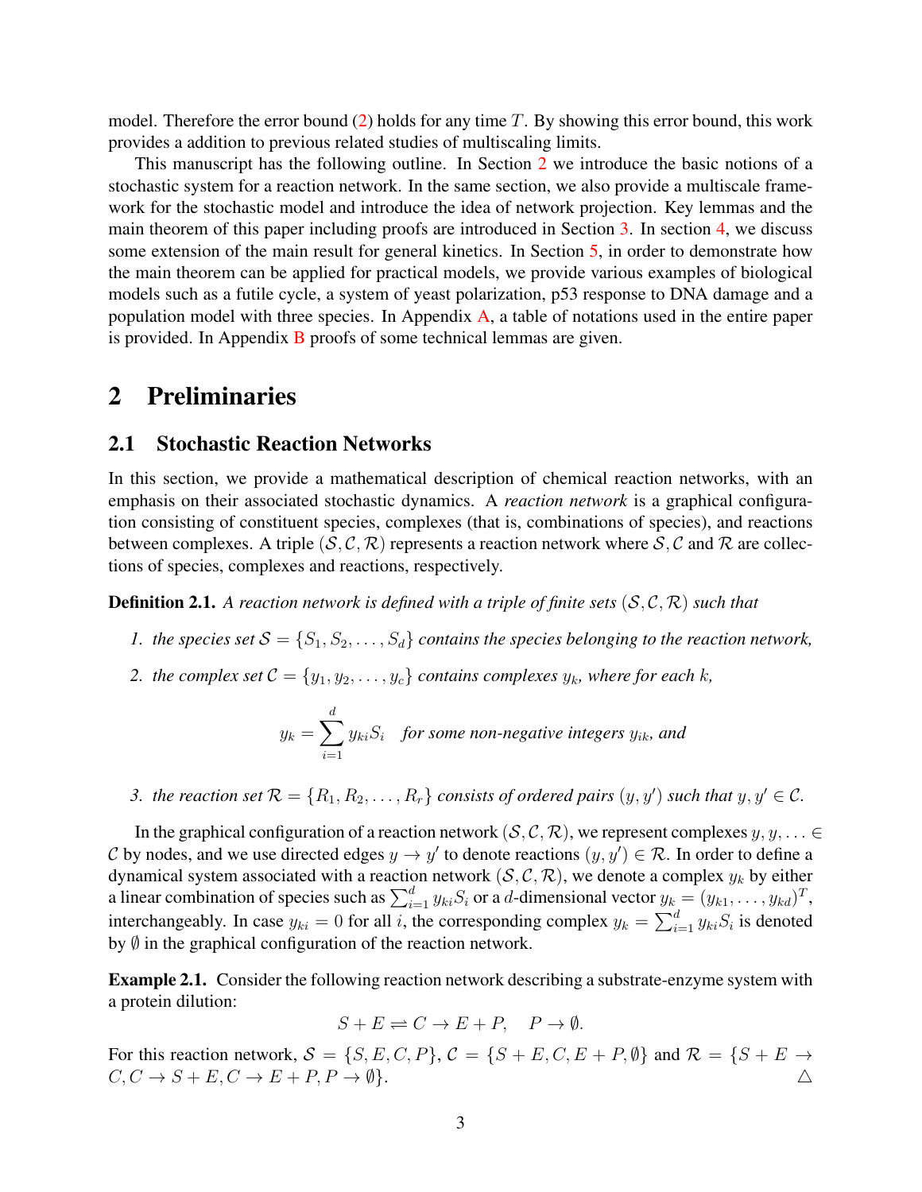model. Therefore the error bound (2) holds for any time $T$. By showing this error bound, this work provides a addition to previous related studies of multiscaling limits.

This manuscript has the following outline. In Section 2 we introduce the basic notions of a stochastic system for a reaction network. In the same section, we also provide a multiscale framework for the stochastic model and introduce the idea of network projection. Key lemmas and the main theorem of this paper including proofs are introduced in Section 3. In section 4, we discuss some extension of the main result for general kinetics. In Section 5, in order to demonstrate how the main theorem can be applied for practical models, we provide various examples of biological models such as a futile cycle, a system of yeast polarization, p53 response to DNA damage and a population model with three species. In Appendix A, a table of notations used in the entire paper is provided. In Appendix B proofs of some technical lemmas are given.

# 2 Preliminaries

## 2.1 Stochastic Reaction Networks

In this section, we provide a mathematical description of chemical reaction networks, with an emphasis on their associated stochastic dynamics. A *reaction network* is a graphical configuration consisting of constituent species, complexes (that is, combinations of species), and reactions between complexes. A triple $(\mathcal{S}, \mathcal{C}, \mathcal{R})$ represents a reaction network where $\mathcal{S}, \mathcal{C}$ and $\mathcal{R}$ are collections of species, complexes and reactions, respectively.

**Definition 2.1.** *A reaction network is defined with a triple of finite sets $(\mathcal{S}, \mathcal{C}, \mathcal{R})$ such that*

1. *the species set $\mathcal{S} = \{S_1, S_2, \dots, S_d\}$ contains the species belonging to the reaction network,*
2. *the complex set $\mathcal{C} = \{y_1, y_2, \dots, y_c\}$ contains complexes $y_k$, where for each $k$,*
$$y_k = \sum_{i=1}^{d} y_{ki} S_i \quad \text{for some non-negative integers } y_{ik}, \text{ and}$$
3. *the reaction set $\mathcal{R} = \{R_1, R_2, \dots, R_r\}$ consists of ordered pairs $(y, y')$ such that $y, y' \in \mathcal{C}$.*

In the graphical configuration of a reaction network $(\mathcal{S}, \mathcal{C}, \mathcal{R})$, we represent complexes $y, y, \dots \in \mathcal{C}$ by nodes, and we use directed edges $y \to y'$ to denote reactions $(y, y') \in \mathcal{R}$. In order to define a dynamical system associated with a reaction network $(\mathcal{S}, \mathcal{C}, \mathcal{R})$, we denote a complex $y_k$ by either a linear combination of species such as $\sum_{i=1}^{d} y_{ki} S_i$ or a $d$-dimensional vector $y_k = (y_{k1}, \dots, y_{kd})^T$, interchangeably. In case $y_{ki} = 0$ for all $i$, the corresponding complex $y_k = \sum_{i=1}^{d} y_{ki} S_i$ is denoted by $\emptyset$ in the graphical configuration of the reaction network.

**Example 2.1.** Consider the following reaction network describing a substrate-enzyme system with a protein dilution:
$$S + E \rightleftharpoons C \to E + P, \quad P \to \emptyset.$$
For this reaction network, $\mathcal{S} = \{S, E, C, P\}$, $\mathcal{C} = \{S + E, C, E + P, \emptyset\}$ and $\mathcal{R} = \{S + E \to C, C \to S + E, C \to E + P, P \to \emptyset\}$. △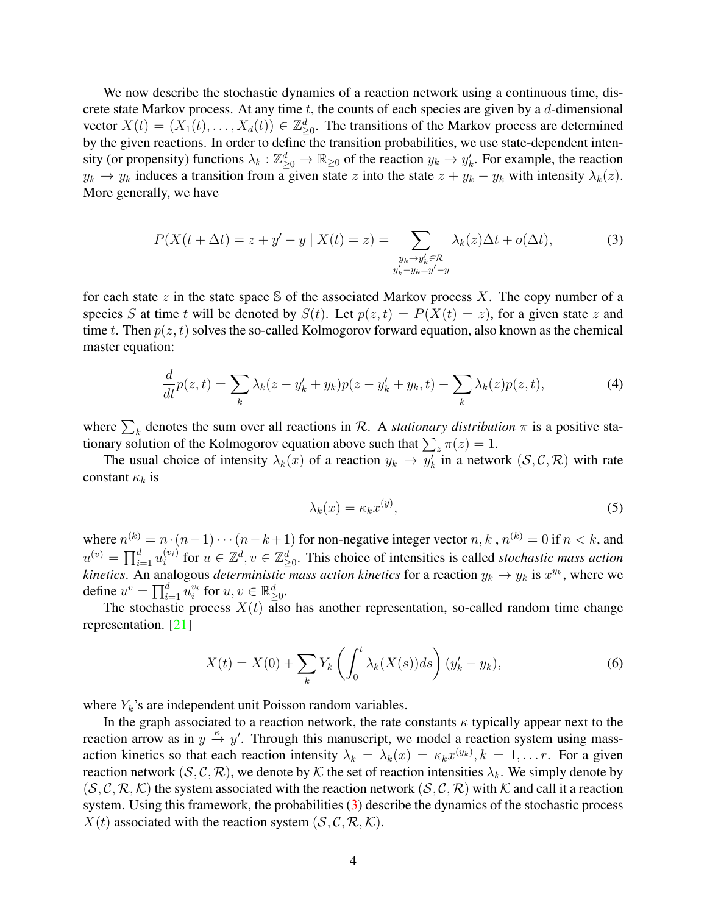We now describe the stochastic dynamics of a reaction network using a continuous time, discrete state Markov process. At any time $t$, the counts of each species are given by a $d$-dimensional vector $X(t) = (X_1(t), \ldots, X_d(t)) \in \mathbb{Z}^d_{\geq 0}$. The transitions of the Markov process are determined by the given reactions. In order to define the transition probabilities, we use state-dependent intensity (or propensity) functions $\lambda_k : \mathbb{Z}^d_{\geq 0} \to \mathbb{R}_{\geq 0}$ of the reaction $y_k \to y'_k$. For example, the reaction $y_k \to y_k$ induces a transition from a given state $z$ into the state $z + y_k - y_k$ with intensity $\lambda_k(z)$. More generally, we have

$$P(X(t + \Delta t) = z + y' - y \mid X(t) = z) = \sum_{\substack{y_k \to y'_k \in \mathcal{R} \\ y'_k - y_k = y' - y}} \lambda_k(z)\Delta t + o(\Delta t), \tag{3}$$

for each state $z$ in the state space $\mathbb{S}$ of the associated Markov process $X$. The copy number of a species $S$ at time $t$ will be denoted by $S(t)$. Let $p(z, t) = P(X(t) = z)$, for a given state $z$ and time $t$. Then $p(z, t)$ solves the so-called Kolmogorov forward equation, also known as the chemical master equation:

$$\frac{d}{dt}p(z, t) = \sum_k \lambda_k(z - y'_k + y_k)p(z - y'_k + y_k, t) - \sum_k \lambda_k(z)p(z, t), \tag{4}$$

where $\sum_k$ denotes the sum over all reactions in $\mathcal{R}$. A *stationary distribution* $\pi$ is a positive stationary solution of the Kolmogorov equation above such that $\sum_z \pi(z) = 1$.

The usual choice of intensity $\lambda_k(x)$ of a reaction $y_k \to y'_k$ in a network $(\mathcal{S}, \mathcal{C}, \mathcal{R})$ with rate constant $\kappa_k$ is

$$\lambda_k(x) = \kappa_k x^{(y)}, \tag{5}$$

where $n^{(k)} = n \cdot (n-1) \cdots (n-k+1)$ for non-negative integer vector $n, k$ , $n^{(k)} = 0$ if $n < k$, and $u^{(v)} = \prod_{i=1}^d u_i^{(v_i)}$ for $u \in \mathbb{Z}^d, v \in \mathbb{Z}^d_{\geq 0}$. This choice of intensities is called *stochastic mass action kinetics*. An analogous *deterministic mass action kinetics* for a reaction $y_k \to y_k$ is $x^{y_k}$, where we define $u^v = \prod_{i=1}^d u_i^{v_i}$ for $u, v \in \mathbb{R}^d_{\geq 0}$.

The stochastic process $X(t)$ also has another representation, so-called random time change representation. [21]

$$X(t) = X(0) + \sum_k Y_k \left( \int_0^t \lambda_k(X(s))ds \right) (y'_k - y_k), \tag{6}$$

where $Y_k$'s are independent unit Poisson random variables.

In the graph associated to a reaction network, the rate constants $\kappa$ typically appear next to the reaction arrow as in $y \xrightarrow{\kappa} y'$. Through this manuscript, we model a reaction system using mass-action kinetics so that each reaction intensity $\lambda_k = \lambda_k(x) = \kappa_k x^{(y_k)}, k = 1, \ldots r$. For a given reaction network $(\mathcal{S}, \mathcal{C}, \mathcal{R})$, we denote by $\mathcal{K}$ the set of reaction intensities $\lambda_k$. We simply denote by $(\mathcal{S}, \mathcal{C}, \mathcal{R}, \mathcal{K})$ the system associated with the reaction network $(\mathcal{S}, \mathcal{C}, \mathcal{R})$ with $\mathcal{K}$ and call it a reaction system. Using this framework, the probabilities (3) describe the dynamics of the stochastic process $X(t)$ associated with the reaction system $(\mathcal{S}, \mathcal{C}, \mathcal{R}, \mathcal{K})$.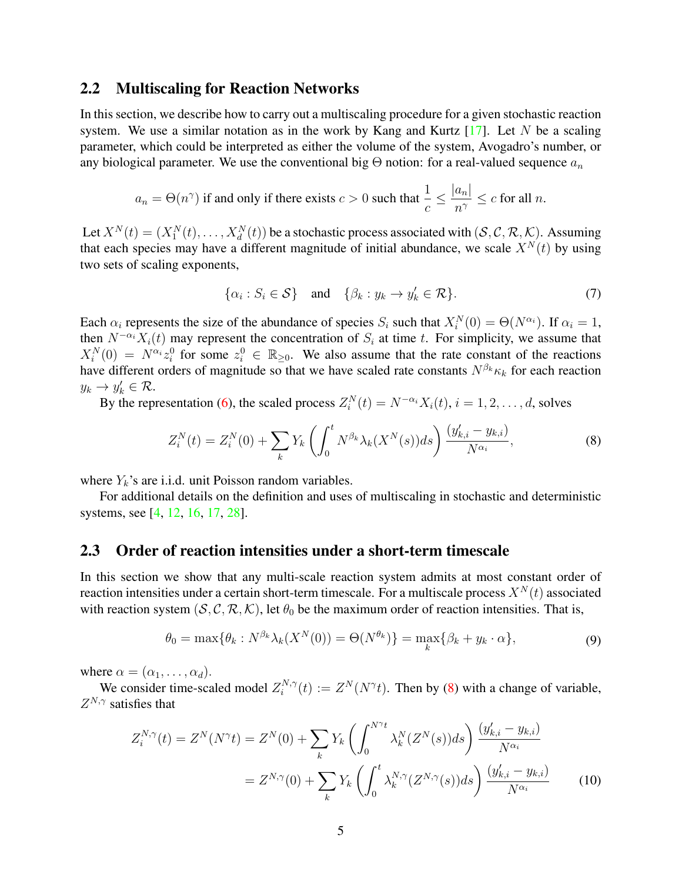## 2.2 Multiscaling for Reaction Networks

In this section, we describe how to carry out a multiscaling procedure for a given stochastic reaction system. We use a similar notation as in the work by Kang and Kurtz [17]. Let $N$ be a scaling parameter, which could be interpreted as either the volume of the system, Avogadro's number, or any biological parameter. We use the conventional big $\Theta$ notion: for a real-valued sequence $a_n$

$$a_n = \Theta(n^\gamma) \text{ if and only if there exists } c > 0 \text{ such that } \frac{1}{c} \leq \frac{|a_n|}{n^\gamma} \leq c \text{ for all } n.$$

Let $X^N(t) = (X_1^N(t), \dots, X_d^N(t))$ be a stochastic process associated with $(\mathcal{S}, \mathcal{C}, \mathcal{R}, \mathcal{K})$. Assuming that each species may have a different magnitude of initial abundance, we scale $X^N(t)$ by using two sets of scaling exponents,

$$\{\alpha_i : S_i \in \mathcal{S}\} \quad \text{and} \quad \{\beta_k : y_k \to y_k' \in \mathcal{R}\}. \tag{7}$$

Each $\alpha_i$ represents the size of the abundance of species $S_i$ such that $X_i^N(0) = \Theta(N^{\alpha_i})$. If $\alpha_i = 1$, then $N^{-\alpha_i} X_i(t)$ may represent the concentration of $S_i$ at time $t$. For simplicity, we assume that $X_i^N(0) = N^{\alpha_i} z_i^0$ for some $z_i^0 \in \mathbb{R}_{\geq 0}$. We also assume that the rate constant of the reactions have different orders of magnitude so that we have scaled rate constants $N^{\beta_k}\kappa_k$ for each reaction $y_k \to y_k' \in \mathcal{R}$.

By the representation (6), the scaled process $Z_i^N(t) = N^{-\alpha_i} X_i(t)$, $i = 1, 2, \dots, d$, solves

$$Z_i^N(t) = Z_i^N(0) + \sum_k Y_k \left( \int_0^t N^{\beta_k} \lambda_k(X^N(s)) ds \right) \frac{(y_{k,i}' - y_{k,i})}{N^{\alpha_i}}, \tag{8}$$

where $Y_k$'s are i.i.d. unit Poisson random variables.

For additional details on the definition and uses of multiscaling in stochastic and deterministic systems, see [4, 12, 16, 17, 28].

## 2.3 Order of reaction intensities under a short-term timescale

In this section we show that any multi-scale reaction system admits at most constant order of reaction intensities under a certain short-term timescale. For a multiscale process $X^N(t)$ associated with reaction system $(\mathcal{S}, \mathcal{C}, \mathcal{R}, \mathcal{K})$, let $\theta_0$ be the maximum order of reaction intensities. That is,

$$\theta_0 = \max\{\theta_k : N^{\beta_k} \lambda_k(X^N(0)) = \Theta(N^{\theta_k})\} = \max_k \{\beta_k + y_k \cdot \alpha\}, \tag{9}$$

where $\alpha = (\alpha_1, \dots, \alpha_d)$.

We consider time-scaled model $Z_i^{N,\gamma}(t) := Z^N(N^\gamma t)$. Then by (8) with a change of variable, $Z^{N,\gamma}$ satisfies that

$$\begin{aligned} Z_i^{N,\gamma}(t) = Z^N(N^\gamma t) &= Z^N(0) + \sum_k Y_k \left( \int_0^{N^\gamma t} \lambda_k^N(Z^N(s)) ds \right) \frac{(y_{k,i}' - y_{k,i})}{N^{\alpha_i}} \\ &= Z^{N,\gamma}(0) + \sum_k Y_k \left( \int_0^t \lambda_k^{N,\gamma}(Z^{N,\gamma}(s)) ds \right) \frac{(y_{k,i}' - y_{k,i})}{N^{\alpha_i}} \end{aligned} \tag{10}$$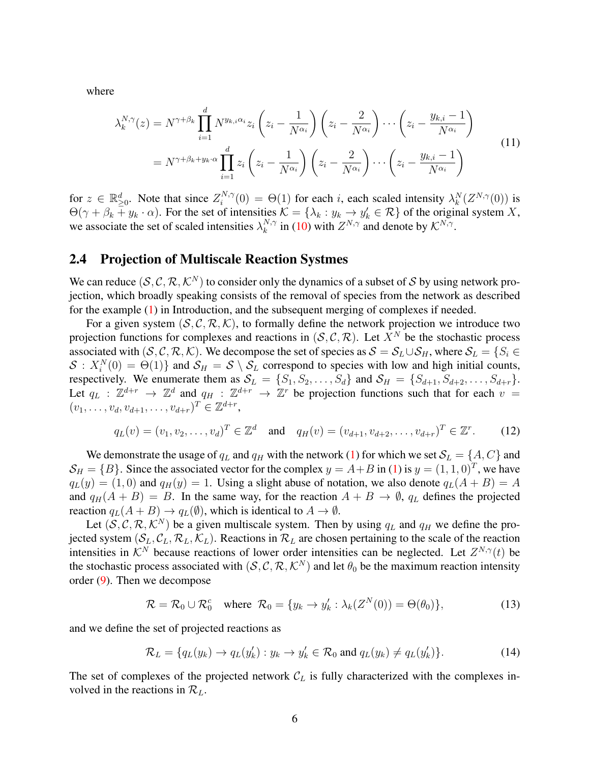where

$$
\begin{aligned}
\lambda_k^{N,\gamma}(z) &= N^{\gamma+\beta_k} \prod_{i=1}^{d} N^{y_{k,i}\alpha_i} z_i \left(z_i - \frac{1}{N^{\alpha_i}}\right)\left(z_i - \frac{2}{N^{\alpha_i}}\right)\cdots\left(z_i - \frac{y_{k,i}-1}{N^{\alpha_i}}\right) \\
&= N^{\gamma+\beta_k+y_k\cdot\alpha} \prod_{i=1}^{d} z_i \left(z_i - \frac{1}{N^{\alpha_i}}\right)\left(z_i - \frac{2}{N^{\alpha_i}}\right)\cdots\left(z_i - \frac{y_{k,i}-1}{N^{\alpha_i}}\right)
\end{aligned}
\tag{11}
$$

for $z \in \mathbb{R}^d_{\geq 0}$. Note that since $Z_i^{N,\gamma}(0) = \Theta(1)$ for each $i$, each scaled intensity $\lambda_k^N(Z^{N,\gamma}(0))$ is $\Theta(\gamma + \beta_k + y_k \cdot \alpha)$. For the set of intensities $\mathcal{K} = \{\lambda_k : y_k \to y_k' \in \mathcal{R}\}$ of the original system $X$, we associate the set of scaled intensities $\lambda_k^{N,\gamma}$ in (10) with $Z^{N,\gamma}$ and denote by $\mathcal{K}^{N,\gamma}$.

## 2.4 Projection of Multiscale Reaction Systmes

We can reduce $(\mathcal{S}, \mathcal{C}, \mathcal{R}, \mathcal{K}^N)$ to consider only the dynamics of a subset of $\mathcal{S}$ by using network projection, which broadly speaking consists of the removal of species from the network as described for the example (1) in Introduction, and the subsequent merging of complexes if needed.

For a given system $(\mathcal{S}, \mathcal{C}, \mathcal{R}, \mathcal{K})$, to formally define the network projection we introduce two projection functions for complexes and reactions in $(\mathcal{S}, \mathcal{C}, \mathcal{R})$. Let $X^N$ be the stochastic process associated with $(\mathcal{S}, \mathcal{C}, \mathcal{R}, \mathcal{K})$. We decompose the set of species as $\mathcal{S} = \mathcal{S}_L \cup \mathcal{S}_H$, where $\mathcal{S}_L = \{S_i \in \mathcal{S} : X_i^N(0) = \Theta(1)\}$ and $\mathcal{S}_H = \mathcal{S} \setminus \mathcal{S}_L$ correspond to species with low and high initial counts, respectively. We enumerate them as $\mathcal{S}_L = \{S_1, S_2, \dots, S_d\}$ and $\mathcal{S}_H = \{S_{d+1}, S_{d+2}, \dots, S_{d+r}\}$. Let $q_L : \mathbb{Z}^{d+r} \to \mathbb{Z}^d$ and $q_H : \mathbb{Z}^{d+r} \to \mathbb{Z}^r$ be projection functions such that for each $v = (v_1, \dots, v_d, v_{d+1}, \dots, v_{d+r})^T \in \mathbb{Z}^{d+r}$,

$$
q_L(v) = (v_1, v_2, \dots, v_d)^T \in \mathbb{Z}^d \quad \text{and} \quad q_H(v) = (v_{d+1}, v_{d+2}, \dots, v_{d+r})^T \in \mathbb{Z}^r. \tag{12}
$$

We demonstrate the usage of $q_L$ and $q_H$ with the network (1) for which we set $\mathcal{S}_L = \{A, C\}$ and $\mathcal{S}_H = \{B\}$. Since the associated vector for the complex $y = A+B$ in (1) is $y = (1,1,0)^T$, we have $q_L(y) = (1,0)$ and $q_H(y) = 1$. Using a slight abuse of notation, we also denote $q_L(A+B) = A$ and $q_H(A+B) = B$. In the same way, for the reaction $A + B \to \emptyset$, $q_L$ defines the projected reaction $q_L(A+B) \to q_L(\emptyset)$, which is identical to $A \to \emptyset$.

Let $(\mathcal{S}, \mathcal{C}, \mathcal{R}, \mathcal{K}^N)$ be a given multiscale system. Then by using $q_L$ and $q_H$ we define the projected system $(\mathcal{S}_L, \mathcal{C}_L, \mathcal{R}_L, \mathcal{K}_L)$. Reactions in $\mathcal{R}_L$ are chosen pertaining to the scale of the reaction intensities in $\mathcal{K}^N$ because reactions of lower order intensities can be neglected. Let $Z^{N,\gamma}(t)$ be the stochastic process associated with $(\mathcal{S}, \mathcal{C}, \mathcal{R}, \mathcal{K}^N)$ and let $\theta_0$ be the maximum reaction intensity order (9). Then we decompose

$$
\mathcal{R} = \mathcal{R}_0 \cup \mathcal{R}_0^c \quad \text{where } \mathcal{R}_0 = \{y_k \to y_k' : \lambda_k(Z^N(0)) = \Theta(\theta_0)\}, \tag{13}
$$

and we define the set of projected reactions as

$$
\mathcal{R}_L = \{q_L(y_k) \to q_L(y_k') : y_k \to y_k' \in \mathcal{R}_0 \text{ and } q_L(y_k) \neq q_L(y_k')\}. \tag{14}
$$

The set of complexes of the projected network $\mathcal{C}_L$ is fully characterized with the complexes involved in the reactions in $\mathcal{R}_L$.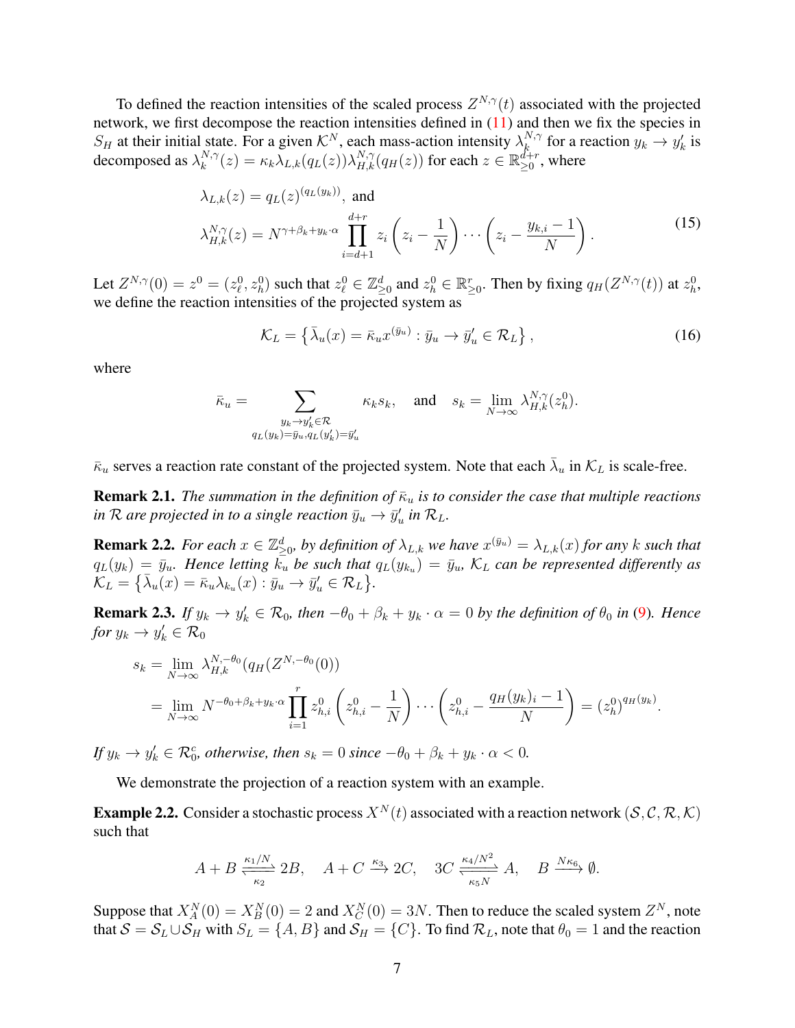To defined the reaction intensities of the scaled process $Z^{N,\gamma}(t)$ associated with the projected network, we first decompose the reaction intensities defined in (11) and then we fix the species in $S_H$ at their initial state. For a given $\mathcal{K}^N$, each mass-action intensity $\lambda_k^{N,\gamma}$ for a reaction $y_k \to y_k'$ is decomposed as $\lambda_k^{N,\gamma}(z) = \kappa_k \lambda_{L,k}(q_L(z))\lambda_{H,k}^{N,\gamma}(q_H(z))$ for each $z \in \mathbb{R}^{d+r}_{\geq 0}$, where

$$
\begin{aligned}
&\lambda_{L,k}(z) = q_L(z)^{(q_L(y_k))}, \text{ and} \\
&\lambda_{H,k}^{N,\gamma}(z) = N^{\gamma+\beta_k+y_k\cdot\alpha} \prod_{i=d+1}^{d+r} z_i \left(z_i - \frac{1}{N}\right)\cdots\left(z_i - \frac{y_{k,i}-1}{N}\right).
\end{aligned}
\tag{15}
$$

Let $Z^{N,\gamma}(0) = z^0 = (z^0_\ell, z^0_h)$ such that $z^0_\ell \in \mathbb{Z}^d_{\geq 0}$ and $z^0_h \in \mathbb{R}^r_{\geq 0}$. Then by fixing $q_H(Z^{N,\gamma}(t))$ at $z^0_h$, we define the reaction intensities of the projected system as

$$
\mathcal{K}_L = \left\{ \bar\lambda_u(x) = \bar\kappa_u x^{(\bar y_u)} : \bar y_u \to \bar y_u' \in \mathcal{R}_L \right\}, \tag{16}
$$

where

$$
\bar\kappa_u = \sum_{\substack{y_k \to y_k' \in \mathcal{R} \\ q_L(y_k)=\bar y_u, q_L(y_k')=\bar y_u'}} \kappa_k s_k, \quad \text{and} \quad s_k = \lim_{N\to\infty} \lambda_{H,k}^{N,\gamma}(z^0_h).
$$

$\bar\kappa_u$ serves a reaction rate constant of the projected system. Note that each $\bar\lambda_u$ in $\mathcal{K}_L$ is scale-free.

**Remark 2.1.** *The summation in the definition of $\bar\kappa_u$ is to consider the case that multiple reactions in $\mathcal{R}$ are projected in to a single reaction $\bar y_u \to \bar y_u'$ in $\mathcal{R}_L$.*

**Remark 2.2.** *For each $x \in \mathbb{Z}^d_{\geq 0}$, by definition of $\lambda_{L,k}$ we have $x^{(\bar y_u)} = \lambda_{L,k}(x)$ for any $k$ such that $q_L(y_k) = \bar y_u$. Hence letting $k_u$ be such that $q_L(y_{k_u}) = \bar y_u$, $\mathcal{K}_L$ can be represented differently as $\mathcal{K}_L = \left\{\bar\lambda_u(x) = \bar\kappa_u \lambda_{k_u}(x) : \bar y_u \to \bar y_u' \in \mathcal{R}_L\right\}$.*

**Remark 2.3.** *If $y_k \to y_k' \in \mathcal{R}_0$, then $-\theta_0 + \beta_k + y_k\cdot\alpha = 0$ by the definition of $\theta_0$ in (9). Hence for $y_k \to y_k' \in \mathcal{R}_0$*

$$
\begin{aligned}
s_k &= \lim_{N\to\infty} \lambda_{H,k}^{N,-\theta_0}(q_H(Z^{N,-\theta_0}(0))) \\
&= \lim_{N\to\infty} N^{-\theta_0+\beta_k+y_k\cdot\alpha} \prod_{i=1}^{r} z^0_{h,i}\left(z^0_{h,i} - \frac{1}{N}\right)\cdots\left(z^0_{h,i} - \frac{q_H(y_k)_i - 1}{N}\right) = (z^0_h)^{q_H(y_k)}.
\end{aligned}
$$

*If $y_k \to y_k' \in \mathcal{R}_0^c$, otherwise, then $s_k = 0$ since $-\theta_0 + \beta_k + y_k\cdot\alpha < 0$.*

We demonstrate the projection of a reaction system with an example.

**Example 2.2.** Consider a stochastic process $X^N(t)$ associated with a reaction network $(\mathcal{S}, \mathcal{C}, \mathcal{R}, \mathcal{K})$ such that

$$
A + B \underset{\kappa_2}{\overset{\kappa_1/N}{\rightleftharpoons}} 2B, \quad A + C \xrightarrow{\kappa_3} 2C, \quad 3C \underset{\kappa_5 N}{\overset{\kappa_4/N^2}{\rightleftharpoons}} A, \quad B \xrightarrow{N\kappa_6} \emptyset.
$$

Suppose that $X^N_A(0) = X^N_B(0) = 2$ and $X^N_C(0) = 3N$. Then to reduce the scaled system $Z^N$, note that $\mathcal{S} = \mathcal{S}_L \cup \mathcal{S}_H$ with $S_L = \{A, B\}$ and $\mathcal{S}_H = \{C\}$. To find $\mathcal{R}_L$, note that $\theta_0 = 1$ and the reaction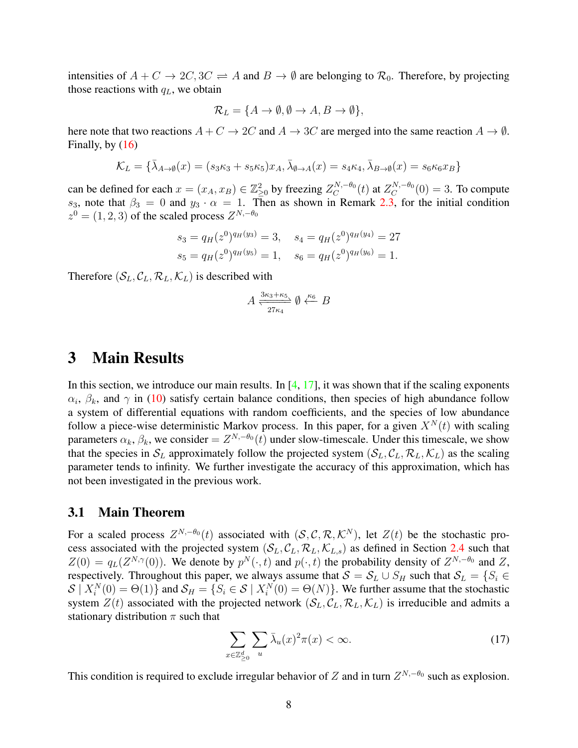intensities of $A + C \to 2C, 3C \rightleftharpoons A$ and $B \to \emptyset$ are belonging to $\mathcal{R}_0$. Therefore, by projecting those reactions with $q_L$, we obtain

$$\mathcal{R}_L = \{A \to \emptyset, \emptyset \to A, B \to \emptyset\},$$

here note that two reactions $A + C \to 2C$ and $A \to 3C$ are merged into the same reaction $A \to \emptyset$. Finally, by (16)

$$\mathcal{K}_L = \{\bar{\lambda}_{A\to\emptyset}(x) = (s_3\kappa_3 + s_5\kappa_5)x_A, \bar{\lambda}_{\emptyset\to A}(x) = s_4\kappa_4, \bar{\lambda}_{B\to\emptyset}(x) = s_6\kappa_6 x_B\}$$

can be defined for each $x = (x_A, x_B) \in \mathbb{Z}^2_{\geq 0}$ by freezing $Z^{N,-\theta_0}_C(t)$ at $Z^{N,-\theta_0}_C(0) = 3$. To compute $s_3$, note that $\beta_3 = 0$ and $y_3 \cdot \alpha = 1$. Then as shown in Remark 2.3, for the initial condition $z^0 = (1, 2, 3)$ of the scaled process $Z^{N,-\theta_0}$

$$s_3 = q_H(z^0)^{q_H(y_3)} = 3, \quad s_4 = q_H(z^0)^{q_H(y_4)} = 27$$
$$s_5 = q_H(z^0)^{q_H(y_5)} = 1, \quad s_6 = q_H(z^0)^{q_H(y_6)} = 1.$$

Therefore $(\mathcal{S}_L, \mathcal{C}_L, \mathcal{R}_L, \mathcal{K}_L)$ is described with

$$A \underset{27\kappa_4}{\overset{3\kappa_3+\kappa_5}{\rightleftharpoons}} \emptyset \overset{\kappa_6}{\longleftarrow} B$$

# 3 Main Results

In this section, we introduce our main results. In [4, 17], it was shown that if the scaling exponents $\alpha_i$, $\beta_k$, and $\gamma$ in (10) satisfy certain balance conditions, then species of high abundance follow a system of differential equations with random coefficients, and the species of low abundance follow a piece-wise deterministic Markov process. In this paper, for a given $X^N(t)$ with scaling parameters $\alpha_k$, $\beta_k$, we consider $= Z^{N,-\theta_0}(t)$ under slow-timescale. Under this timescale, we show that the species in $\mathcal{S}_L$ approximately follow the projected system $(\mathcal{S}_L, \mathcal{C}_L, \mathcal{R}_L, \mathcal{K}_L)$ as the scaling parameter tends to infinity. We further investigate the accuracy of this approximation, which has not been investigated in the previous work.

## 3.1 Main Theorem

For a scaled process $Z^{N,-\theta_0}(t)$ associated with $(\mathcal{S}, \mathcal{C}, \mathcal{R}, \mathcal{K}^N)$, let $Z(t)$ be the stochastic process associated with the projected system $(\mathcal{S}_L, \mathcal{C}_L, \mathcal{R}_L, \mathcal{K}_{L,s})$ as defined in Section 2.4 such that $Z(0) = q_L(Z^{N,\gamma}(0))$. We denote by $p^N(\cdot, t)$ and $p(\cdot, t)$ the probability density of $Z^{N,-\theta_0}$ and $Z$, respectively. Throughout this paper, we always assume that $\mathcal{S} = \mathcal{S}_L \cup S_H$ such that $\mathcal{S}_L = \{S_i \in \mathcal{S} \mid X^N_i(0) = \Theta(1)\}$ and $\mathcal{S}_H = \{S_i \in \mathcal{S} \mid X^N_i(0) = \Theta(N)\}$. We further assume that the stochastic system $Z(t)$ associated with the projected network $(\mathcal{S}_L, \mathcal{C}_L, \mathcal{R}_L, \mathcal{K}_L)$ is irreducible and admits a stationary distribution $\pi$ such that

$$\sum_{x\in\mathbb{Z}^d_{\geq 0}} \sum_u \bar{\lambda}_u(x)^2 \pi(x) < \infty. \tag{17}$$

This condition is required to exclude irregular behavior of $Z$ and in turn $Z^{N,-\theta_0}$ such as explosion.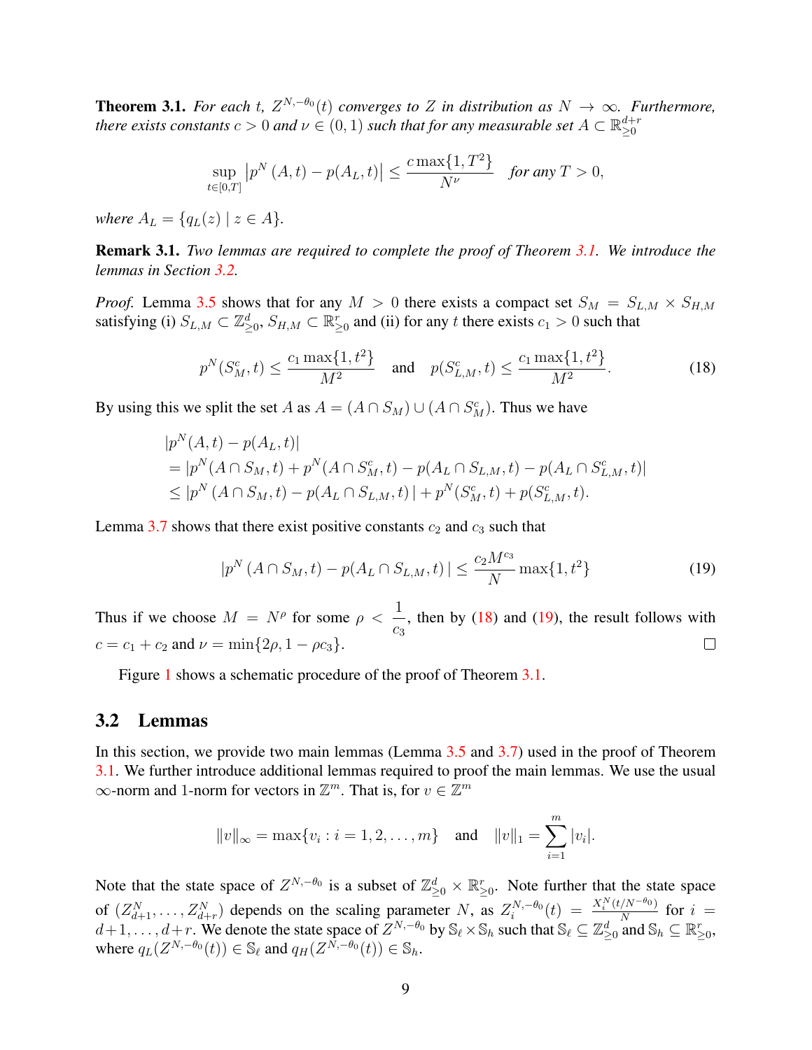**Theorem 3.1.** *For each $t$, $Z^{N,-\theta_0}(t)$ converges to $Z$ in distribution as $N \to \infty$. Furthermore, there exists constants $c > 0$ and $\nu \in (0,1)$ such that for any measurable set $A \subset \mathbb{R}^{d+r}_{\geq 0}$*

$$\sup_{t\in[0,T]} \left|p^N(A,t) - p(A_L,t)\right| \leq \frac{c\max\{1,T^2\}}{N^\nu} \quad \text{for any } T > 0,$$

*where $A_L = \{q_L(z) \mid z \in A\}$.*

**Remark 3.1.** *Two lemmas are required to complete the proof of Theorem 3.1. We introduce the lemmas in Section 3.2.*

*Proof.* Lemma 3.5 shows that for any $M > 0$ there exists a compact set $S_M = S_{L,M} \times S_{H,M}$ satisfying (i) $S_{L,M} \subset \mathbb{Z}^d_{\geq 0}$, $S_{H,M} \subset \mathbb{R}^r_{\geq 0}$ and (ii) for any $t$ there exists $c_1 > 0$ such that

$$p^N(S^c_M, t) \leq \frac{c_1\max\{1,t^2\}}{M^2} \quad \text{and} \quad p(S^c_{L,M}, t) \leq \frac{c_1\max\{1,t^2\}}{M^2}. \tag{18}$$

By using this we split the set $A$ as $A = (A \cap S_M) \cup (A \cap S^c_M)$. Thus we have

$$\begin{aligned}
&|p^N(A,t) - p(A_L,t)| \\
&= |p^N(A\cap S_M,t) + p^N(A\cap S^c_M,t) - p(A_L \cap S_{L,M},t) - p(A_L \cap S^c_{L,M},t)| \\
&\leq |p^N(A\cap S_M,t) - p(A_L \cap S_{L,M},t)| + p^N(S^c_M,t) + p(S^c_{L,M},t).
\end{aligned}$$

Lemma 3.7 shows that there exist positive constants $c_2$ and $c_3$ such that

$$|p^N(A\cap S_M,t) - p(A_L \cap S_{L,M},t)| \leq \frac{c_2 M^{c_3}}{N}\max\{1,t^2\} \tag{19}$$

Thus if we choose $M = N^\rho$ for some $\rho < \dfrac{1}{c_3}$, then by (18) and (19), the result follows with $c = c_1 + c_2$ and $\nu = \min\{2\rho, 1 - \rho c_3\}$. □

Figure 1 shows a schematic procedure of the proof of Theorem 3.1.

## 3.2 Lemmas

In this section, we provide two main lemmas (Lemma 3.5 and 3.7) used in the proof of Theorem 3.1. We further introduce additional lemmas required to proof the main lemmas. We use the usual $\infty$-norm and 1-norm for vectors in $\mathbb{Z}^m$. That is, for $v \in \mathbb{Z}^m$

$$\|v\|_\infty = \max\{v_i : i = 1,2,\dots,m\} \quad \text{and} \quad \|v\|_1 = \sum_{i=1}^m |v_i|.$$

Note that the state space of $Z^{N,-\theta_0}$ is a subset of $\mathbb{Z}^d_{\geq 0} \times \mathbb{R}^r_{\geq 0}$. Note further that the state space of $(Z^N_{d+1}, \dots, Z^N_{d+r})$ depends on the scaling parameter $N$, as $Z^{N,-\theta_0}_i(t) = \frac{X^N_i(t/N^{-\theta_0})}{N}$ for $i = d+1,\dots,d+r$. We denote the state space of $Z^{N,-\theta_0}$ by $\mathbb{S}_\ell \times \mathbb{S}_h$ such that $\mathbb{S}_\ell \subseteq \mathbb{Z}^d_{\geq 0}$ and $\mathbb{S}_h \subseteq \mathbb{R}^r_{\geq 0}$, where $q_L(Z^{N,-\theta_0}(t)) \in \mathbb{S}_\ell$ and $q_H(Z^{N,-\theta_0}(t)) \in \mathbb{S}_h$.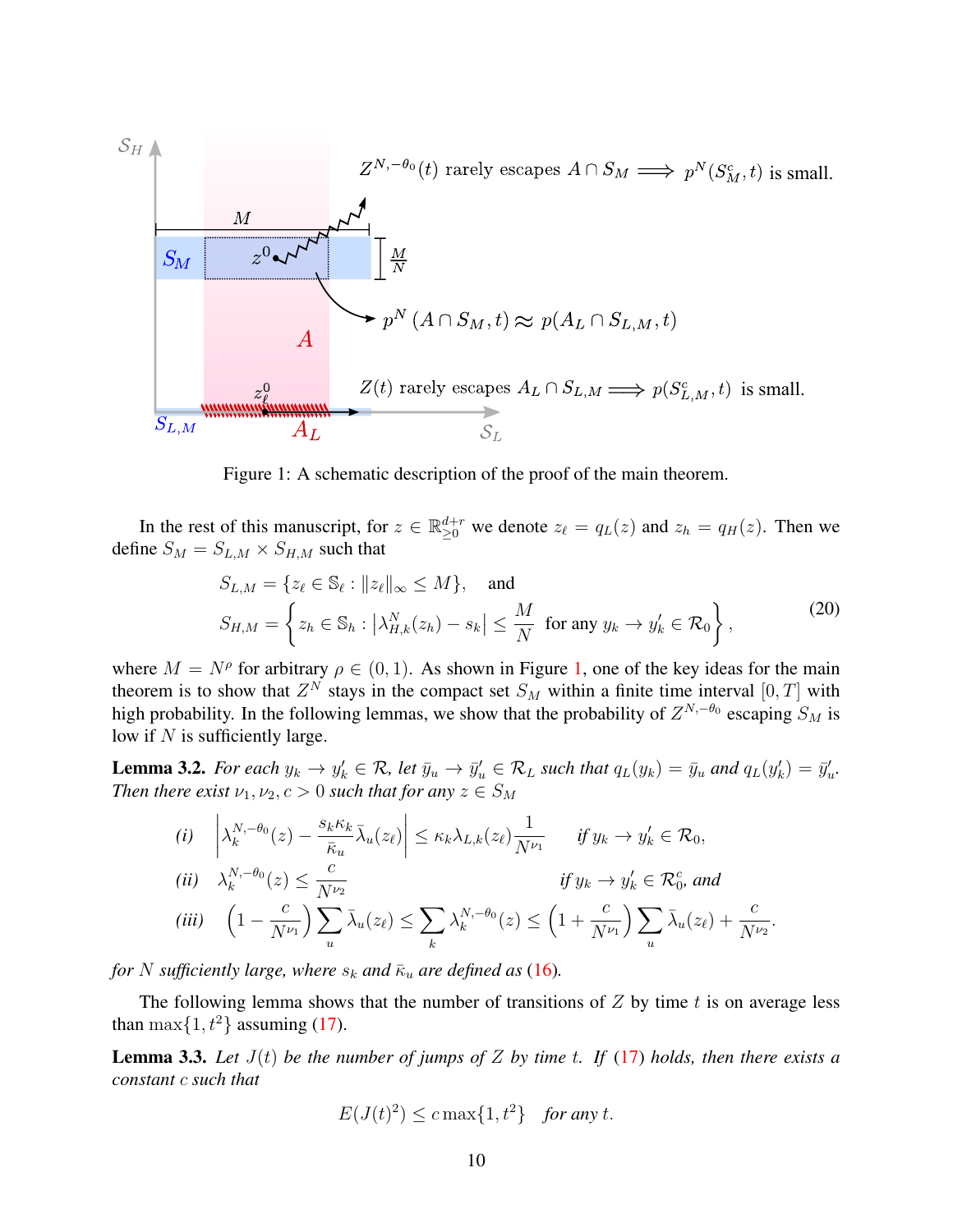Figure 1: A schematic description of the proof of the main theorem.

In the rest of this manuscript, for $z \in \mathbb{R}^{d+r}_{\geq 0}$ we denote $z_\ell = q_L(z)$ and $z_h = q_H(z)$. Then we define $S_M = S_{L,M} \times S_{H,M}$ such that

$$
\begin{aligned}
&S_{L,M} = \{z_\ell \in \mathbb{S}_\ell : \|z_\ell\|_\infty \leq M\}, \quad \text{and} \\
&S_{H,M} = \left\{ z_h \in \mathbb{S}_h : \left|\lambda^N_{H,k}(z_h) - s_k\right| \leq \frac{M}{N} \;\; \text{for any } y_k \to y'_k \in \mathcal{R}_0 \right\},
\end{aligned} \tag{20}
$$

where $M = N^\rho$ for arbitrary $\rho \in (0,1)$. As shown in Figure 1, one of the key ideas for the main theorem is to show that $Z^N$ stays in the compact set $S_M$ within a finite time interval $[0,T]$ with high probability. In the following lemmas, we show that the probability of $Z^{N,-\theta_0}$ escaping $S_M$ is low if $N$ is sufficiently large.

**Lemma 3.2.** *For each $y_k \to y'_k \in \mathcal{R}$, let $\bar{y}_u \to \bar{y}'_u \in \mathcal{R}_L$ such that $q_L(y_k) = \bar{y}_u$ and $q_L(y'_k) = \bar{y}'_u$. Then there exist $\nu_1, \nu_2, c > 0$ such that for any $z \in S_M$*

$$
\begin{aligned}
&\textit{(i)} \quad \left|\lambda^{N,-\theta_0}_k(z) - \frac{s_k \kappa_k}{\bar{\kappa}_u}\bar{\lambda}_u(z_\ell)\right| \leq \kappa_k \lambda_{L,k}(z_\ell)\frac{1}{N^{\nu_1}} && \textit{if } y_k \to y'_k \in \mathcal{R}_0, \\
&\textit{(ii)} \quad \lambda^{N,-\theta_0}_k(z) \leq \frac{c}{N^{\nu_2}} && \textit{if } y_k \to y'_k \in \mathcal{R}^c_0, \textit{ and} \\
&\textit{(iii)} \quad \left(1 - \frac{c}{N^{\nu_1}}\right)\sum_u \bar{\lambda}_u(z_\ell) \leq \sum_k \lambda^{N,-\theta_0}_k(z) \leq \left(1 + \frac{c}{N^{\nu_1}}\right)\sum_u \bar{\lambda}_u(z_\ell) + \frac{c}{N^{\nu_2}}.
\end{aligned}
$$

*for $N$ sufficiently large, where $s_k$ and $\bar{\kappa}_u$ are defined as (16).*

The following lemma shows that the number of transitions of $Z$ by time $t$ is on average less than $\max\{1, t^2\}$ assuming (17).

**Lemma 3.3.** *Let $J(t)$ be the number of jumps of $Z$ by time $t$. If (17) holds, then there exists a constant $c$ such that*

$$
E(J(t)^2) \leq c \max\{1, t^2\} \quad \textit{for any } t.
$$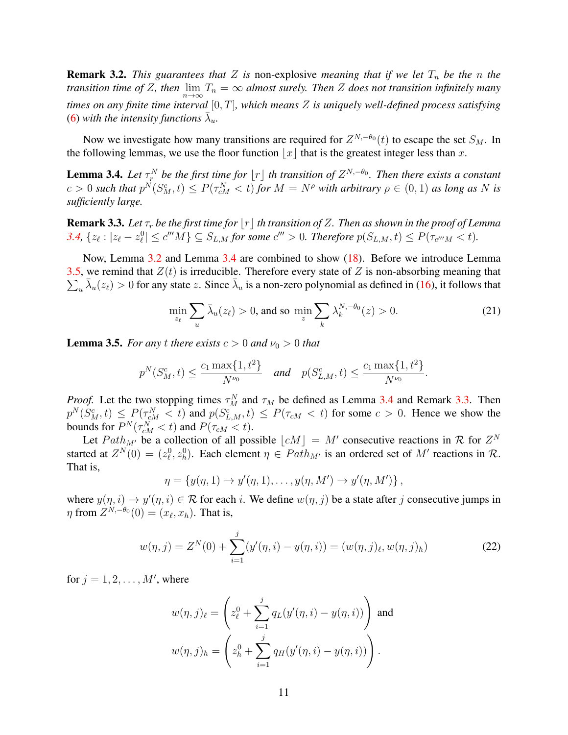**Remark 3.2.** *This guarantees that $Z$ is* non-explosive *meaning that if we let $T_n$ be the $n$ the transition time of $Z$, then $\lim_{n\to\infty} T_n = \infty$ almost surely. Then $Z$ does not transition infinitely many times on any finite time interval $[0, T]$, which means $Z$ is uniquely well-defined process satisfying (6) with the intensity functions $\bar{\lambda}_u$.*

Now we investigate how many transitions are required for $Z^{N,-\theta_0}(t)$ to escape the set $S_M$. In the following lemmas, we use the floor function $\lfloor x \rfloor$ that is the greatest integer less than $x$.

**Lemma 3.4.** *Let $\tau_r^N$ be the first time for $\lfloor r \rfloor$ th transition of $Z^{N,-\theta_0}$. Then there exists a constant $c > 0$ such that $p^N(S_M^c, t) \leq P(\tau_{cM}^N < t)$ for $M = N^\rho$ with arbitrary $\rho \in (0, 1)$ as long as $N$ is sufficiently large.*

**Remark 3.3.** *Let $\tau_r$ be the first time for $\lfloor r \rfloor$ th transition of $Z$. Then as shown in the proof of Lemma 3.4, $\{z_\ell : |z_\ell - z_\ell^0| \leq c''' M\} \subseteq S_{L,M}$ for some $c''' > 0$. Therefore $p(S_{L,M}, t) \leq P(\tau_{c'''M} < t)$.*

Now, Lemma 3.2 and Lemma 3.4 are combined to show (18). Before we introduce Lemma 3.5, we remind that $Z(t)$ is irreducible. Therefore every state of $Z$ is non-absorbing meaning that $\sum_u \bar{\lambda}_u(z_\ell) > 0$ for any state $z$. Since $\bar{\lambda}_u$ is a non-zero polynomial as defined in (16), it follows that

$$\min_{z_\ell} \sum_u \bar{\lambda}_u(z_\ell) > 0, \text{ and so } \min_z \sum_k \lambda_k^{N,-\theta_0}(z) > 0. \tag{21}$$

**Lemma 3.5.** *For any $t$ there exists $c > 0$ and $\nu_0 > 0$ that*

$$p^N(S_M^c, t) \leq \frac{c_1 \max\{1, t^2\}}{N^{\nu_0}} \quad \text{and} \quad p(S_{L,M}^c, t) \leq \frac{c_1 \max\{1, t^2\}}{N^{\nu_0}}.$$

*Proof.* Let the two stopping times $\tau_M^N$ and $\tau_M$ be defined as Lemma 3.4 and Remark 3.3. Then $p^N(S_M^c, t) \leq P(\tau_{cM}^N < t)$ and $p(S_{L,M}^c, t) \leq P(\tau_{cM} < t)$ for some $c > 0$. Hence we show the bounds for $P^N(\tau_{cM}^N < t)$ and $P(\tau_{cM} < t)$.

Let $Path_{M'}$ be a collection of all possible $\lfloor cM \rfloor = M'$ consecutive reactions in $\mathcal{R}$ for $Z^N$ started at $Z^N(0) = (z_\ell^0, z_h^0)$. Each element $\eta \in Path_{M'}$ is an ordered set of $M'$ reactions in $\mathcal{R}$. That is,

$$\eta = \{y(\eta, 1) \to y'(\eta, 1), \ldots, y(\eta, M') \to y'(\eta, M')\},$$

where $y(\eta, i) \to y'(\eta, i) \in \mathcal{R}$ for each $i$. We define $w(\eta, j)$ be a state after $j$ consecutive jumps in $\eta$ from $Z^{N,-\theta_0}(0) = (x_\ell, x_h)$. That is,

$$w(\eta, j) = Z^N(0) + \sum_{i=1}^{j} (y'(\eta, i) - y(\eta, i)) = (w(\eta, j)_\ell, w(\eta, j)_h) \tag{22}$$

for $j = 1, 2, \ldots, M'$, where

$$w(\eta, j)_\ell = \left( z_\ell^0 + \sum_{i=1}^{j} q_L(y'(\eta, i) - y(\eta, i)) \right) \text{ and}$$

$$w(\eta, j)_h = \left( z_h^0 + \sum_{i=1}^{j} q_H(y'(\eta, i) - y(\eta, i)) \right).$$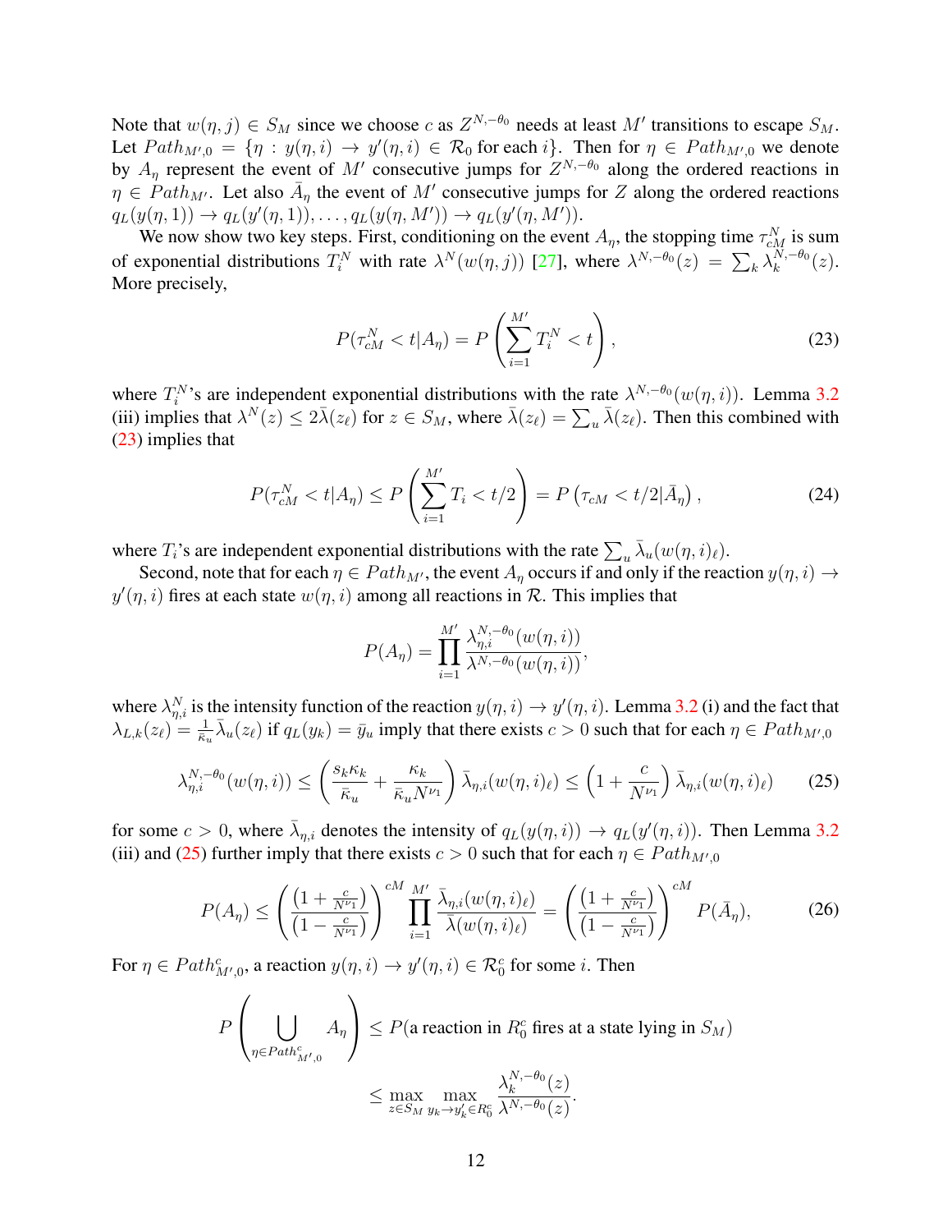Note that $w(\eta, j) \in S_M$ since we choose $c$ as $Z^{N,-\theta_0}$ needs at least $M'$ transitions to escape $S_M$. Let $Path_{M',0} = \{\eta : y(\eta,i) \to y'(\eta,i) \in \mathcal{R}_0 \text{ for each } i\}$. Then for $\eta \in Path_{M',0}$ we denote by $A_\eta$ represent the event of $M'$ consecutive jumps for $Z^{N,-\theta_0}$ along the ordered reactions in $\eta \in Path_{M'}$. Let also $\bar{A}_\eta$ the event of $M'$ consecutive jumps for $Z$ along the ordered reactions $q_L(y(\eta,1)) \to q_L(y'(\eta,1)), \dots, q_L(y(\eta,M')) \to q_L(y'(\eta,M'))$.

We now show two key steps. First, conditioning on the event $A_\eta$, the stopping time $\tau^N_{cM}$ is sum of exponential distributions $T^N_i$ with rate $\lambda^N(w(\eta,j))$ [27], where $\lambda^{N,-\theta_0}(z) = \sum_k \lambda^{N,-\theta_0}_k(z)$. More precisely,

$$P(\tau^N_{cM} < t | A_\eta) = P\left(\sum_{i=1}^{M'} T^N_i < t\right), \tag{23}$$

where $T^N_i$'s are independent exponential distributions with the rate $\lambda^{N,-\theta_0}(w(\eta,i))$. Lemma 3.2 (iii) implies that $\lambda^N(z) \le 2\bar{\lambda}(z_\ell)$ for $z \in S_M$, where $\bar{\lambda}(z_\ell) = \sum_u \bar{\lambda}(z_\ell)$. Then this combined with (23) implies that

$$P(\tau^N_{cM} < t | A_\eta) \le P\left(\sum_{i=1}^{M'} T_i < t/2\right) = P\left(\tau_{cM} < t/2 | \bar{A}_\eta\right), \tag{24}$$

where $T_i$'s are independent exponential distributions with the rate $\sum_u \bar{\lambda}_u(w(\eta,i)_\ell)$.

Second, note that for each $\eta \in Path_{M'}$, the event $A_\eta$ occurs if and only if the reaction $y(\eta,i) \to y'(\eta,i)$ fires at each state $w(\eta,i)$ among all reactions in $\mathcal{R}$. This implies that

$$P(A_\eta) = \prod_{i=1}^{M'} \frac{\lambda^{N,-\theta_0}_{\eta,i}(w(\eta,i))}{\lambda^{N,-\theta_0}(w(\eta,i))},$$

where $\lambda^N_{\eta,i}$ is the intensity function of the reaction $y(\eta,i) \to y'(\eta,i)$. Lemma 3.2 (i) and the fact that $\lambda_{L,k}(z_\ell) = \frac{1}{\bar{\kappa}_u}\bar{\lambda}_u(z_\ell)$ if $q_L(y_k) = \bar{y}_u$ imply that there exists $c > 0$ such that for each $\eta \in Path_{M',0}$

$$\lambda^{N,-\theta_0}_{\eta,i}(w(\eta,i)) \le \left(\frac{s_k\kappa_k}{\bar{\kappa}_u} + \frac{\kappa_k}{\bar{\kappa}_u N^{\nu_1}}\right)\bar{\lambda}_{\eta,i}(w(\eta,i)_\ell) \le \left(1 + \frac{c}{N^{\nu_1}}\right)\bar{\lambda}_{\eta,i}(w(\eta,i)_\ell) \tag{25}$$

for some $c > 0$, where $\bar{\lambda}_{\eta,i}$ denotes the intensity of $q_L(y(\eta,i)) \to q_L(y'(\eta,i))$. Then Lemma 3.2 (iii) and (25) further imply that there exists $c > 0$ such that for each $\eta \in Path_{M',0}$

$$P(A_\eta) \le \left(\frac{\left(1 + \frac{c}{N^{\nu_1}}\right)}{\left(1 - \frac{c}{N^{\nu_1}}\right)}\right)^{cM} \prod_{i=1}^{M'} \frac{\bar{\lambda}_{\eta,i}(w(\eta,i)_\ell)}{\bar{\lambda}(w(\eta,i)_\ell)} = \left(\frac{\left(1 + \frac{c}{N^{\nu_1}}\right)}{\left(1 - \frac{c}{N^{\nu_1}}\right)}\right)^{cM} P(\bar{A}_\eta), \tag{26}$$

For $\eta \in Path^c_{M',0}$, a reaction $y(\eta,i) \to y'(\eta,i) \in \mathcal{R}^c_0$ for some $i$. Then

$$\begin{aligned} P\left(\bigcup_{\eta \in Path^c_{M',0}} A_\eta\right) &\le P(\text{a reaction in } R^c_0 \text{ fires at a state lying in } S_M) \\ &\le \max_{z \in S_M} \max_{y_k \to y'_k \in R^c_0} \frac{\lambda^{N,-\theta_0}_k(z)}{\lambda^{N,-\theta_0}(z)}. \end{aligned}$$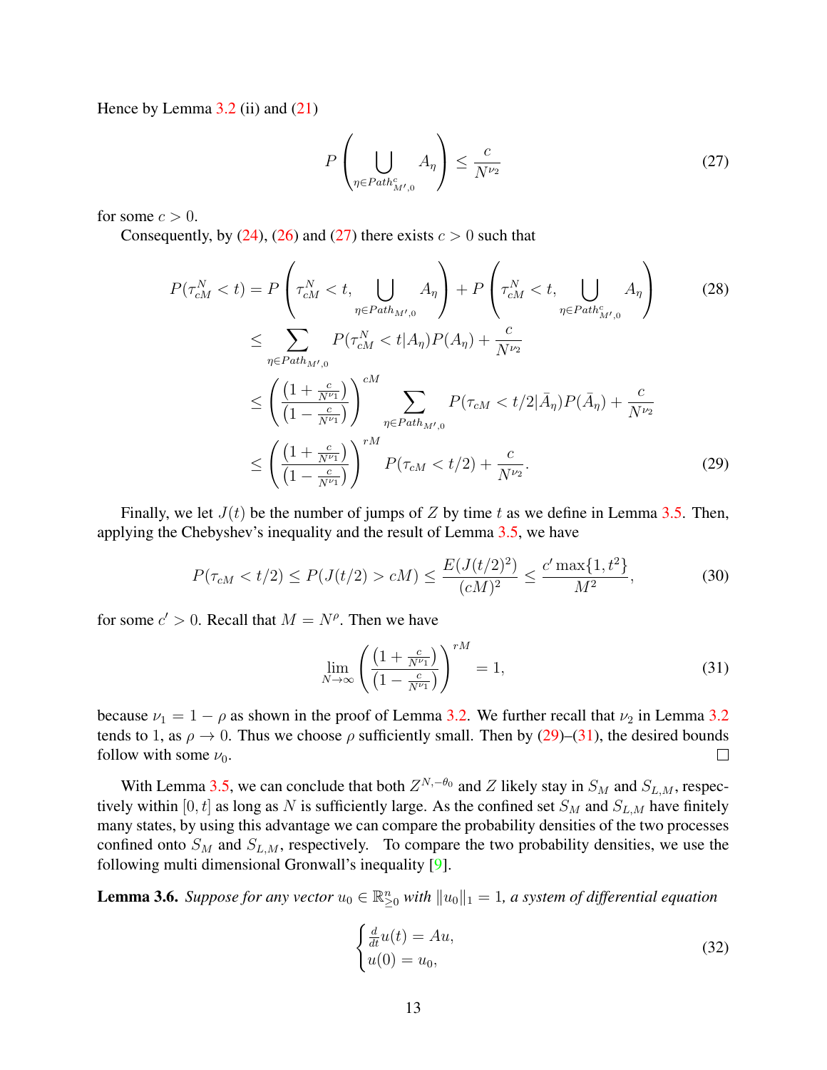Hence by Lemma 3.2 (ii) and (21)

$$P\left(\bigcup_{\eta\in Path^c_{M',0}} A_\eta\right) \le \frac{c}{N^{\nu_2}} \tag{27}$$

for some $c > 0$.

Consequently, by (24), (26) and (27) there exists $c > 0$ such that

$$\begin{aligned}
P(\tau^N_{cM} < t) &= P\left(\tau^N_{cM} < t, \bigcup_{\eta\in Path_{M',0}} A_\eta\right) + P\left(\tau^N_{cM} < t, \bigcup_{\eta\in Path^c_{M',0}} A_\eta\right) \qquad (28)\\
&\le \sum_{\eta\in Path_{M',0}} P(\tau^N_{cM} < t|A_\eta)P(A_\eta) + \frac{c}{N^{\nu_2}}\\
&\le \left(\frac{(1+\frac{c}{N^{\nu_1}})}{(1-\frac{c}{N^{\nu_1}})}\right)^{cM} \sum_{\eta\in Path_{M',0}} P(\tau_{cM} < t/2|\bar{A}_\eta)P(\bar{A}_\eta) + \frac{c}{N^{\nu_2}}\\
&\le \left(\frac{(1+\frac{c}{N^{\nu_1}})}{(1-\frac{c}{N^{\nu_1}})}\right)^{rM} P(\tau_{cM} < t/2) + \frac{c}{N^{\nu_2}}. \qquad (29)
\end{aligned}$$

Finally, we let $J(t)$ be the number of jumps of $Z$ by time $t$ as we define in Lemma 3.5. Then, applying the Chebyshev's inequality and the result of Lemma 3.5, we have

$$P(\tau_{cM} < t/2) \le P(J(t/2) > cM) \le \frac{E(J(t/2)^2)}{(cM)^2} \le \frac{c'\max\{1,t^2\}}{M^2}, \tag{30}$$

for some $c' > 0$. Recall that $M = N^\rho$. Then we have

$$\lim_{N\to\infty}\left(\frac{(1+\frac{c}{N^{\nu_1}})}{(1-\frac{c}{N^{\nu_1}})}\right)^{rM} = 1, \tag{31}$$

because $\nu_1 = 1-\rho$ as shown in the proof of Lemma 3.2. We further recall that $\nu_2$ in Lemma 3.2 tends to 1, as $\rho \to 0$. Thus we choose $\rho$ sufficiently small. Then by (29)–(31), the desired bounds follow with some $\nu_0$. $\square$

With Lemma 3.5, we can conclude that both $Z^{N,-\theta_0}$ and $Z$ likely stay in $S_M$ and $S_{L,M}$, respectively within $[0,t]$ as long as $N$ is sufficiently large. As the confined set $S_M$ and $S_{L,M}$ have finitely many states, by using this advantage we can compare the probability densities of the two processes confined onto $S_M$ and $S_{L,M}$, respectively. To compare the two probability densities, we use the following multi dimensional Gronwall's inequality [9].

**Lemma 3.6.** *Suppose for any vector $u_0 \in \mathbb{R}^n_{\ge 0}$ with $\|u_0\|_1 = 1$, a system of differential equation*

$$\begin{cases} \frac{d}{dt}u(t) = Au,\\ u(0) = u_0, \end{cases} \tag{32}$$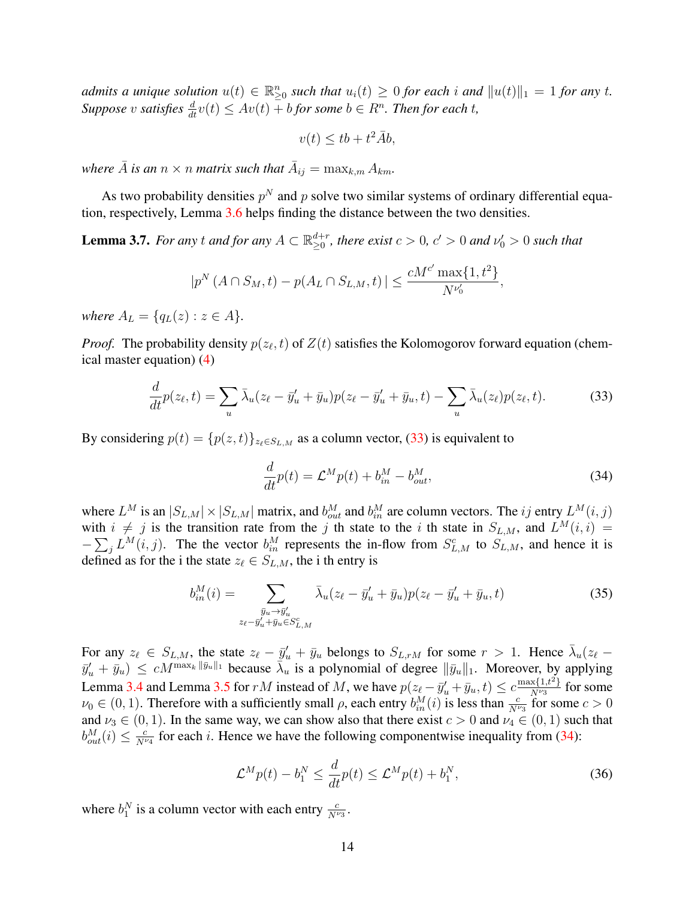*admits a unique solution $u(t) \in \mathbb{R}^n_{\geq 0}$ such that $u_i(t) \geq 0$ for each $i$ and $\|u(t)\|_1 = 1$ for any $t$. Suppose $v$ satisfies $\frac{d}{dt}v(t) \leq Av(t) + b$ for some $b \in R^n$. Then for each $t$,*

$$v(t) \leq tb + t^2 \bar{A} b,$$

*where $\bar{A}$ is an $n \times n$ matrix such that $\bar{A}_{ij} = \max_{k,m} A_{km}$.*

As two probability densities $p^N$ and $p$ solve two similar systems of ordinary differential equation, respectively, Lemma 3.6 helps finding the distance between the two densities.

**Lemma 3.7.** *For any $t$ and for any $A \subset \mathbb{R}^{d+r}_{\geq 0}$, there exist $c > 0$, $c' > 0$ and $\nu_0' > 0$ such that*

$$|p^N(A \cap S_M, t) - p(A_L \cap S_{L,M}, t)| \leq \frac{cM^{c'} \max\{1, t^2\}}{N^{\nu_0'}},$$

*where $A_L = \{q_L(z) : z \in A\}$.*

*Proof.* The probability density $p(z_\ell, t)$ of $Z(t)$ satisfies the Kolomogorov forward equation (chemical master equation) (4)

$$\frac{d}{dt}p(z_\ell, t) = \sum_u \bar{\lambda}_u(z_\ell - \bar{y}_u' + \bar{y}_u)p(z_\ell - \bar{y}_u' + \bar{y}_u, t) - \sum_u \bar{\lambda}_u(z_\ell)p(z_\ell, t). \tag{33}$$

By considering $p(t) = \{p(z,t)\}_{z_\ell \in S_{L,M}}$ as a column vector, (33) is equivalent to

$$\frac{d}{dt}p(t) = \mathcal{L}^M p(t) + b_{in}^M - b_{out}^M, \tag{34}$$

where $L^M$ is an $|S_{L,M}| \times |S_{L,M}|$ matrix, and $b_{out}^M$ and $b_{in}^M$ are column vectors. The $ij$ entry $L^M(i,j)$ with $i \neq j$ is the transition rate from the $j$ th state to the $i$ th state in $S_{L,M}$, and $L^M(i,i) = -\sum_j L^M(i,j)$. The the vector $b_{in}^M$ represents the in-flow from $S_{L,M}^c$ to $S_{L,M}$, and hence it is defined as for the i the state $z_\ell \in S_{L,M}$, the i th entry is

$$b_{in}^M(i) = \sum_{\substack{\bar{y}_u \to \bar{y}_u' \\ z_\ell - \bar{y}_u' + \bar{y}_u \in S_{L,M}^c}} \bar{\lambda}_u(z_\ell - \bar{y}_u' + \bar{y}_u)p(z_\ell - \bar{y}_u' + \bar{y}_u, t) \tag{35}$$

For any $z_\ell \in S_{L,M}$, the state $z_\ell - \bar{y}_u' + \bar{y}_u$ belongs to $S_{L,rM}$ for some $r > 1$. Hence $\bar{\lambda}_u(z_\ell - \bar{y}_u' + \bar{y}_u) \leq cM^{\max_k \|\bar{y}_u\|_1}$ because $\bar{\lambda}_u$ is a polynomial of degree $\|\bar{y}_u\|_1$. Moreover, by applying Lemma 3.4 and Lemma 3.5 for $rM$ instead of $M$, we have $p(z_\ell - \bar{y}_u' + \bar{y}_u, t) \leq c\frac{\max\{1,t^2\}}{N^{\nu_3}}$ for some $\nu_0 \in (0,1)$. Therefore with a sufficiently small $\rho$, each entry $b_{in}^M(i)$ is less than $\frac{c}{N^{\nu_3}}$ for some $c > 0$ and $\nu_3 \in (0,1)$. In the same way, we can show also that there exist $c > 0$ and $\nu_4 \in (0,1)$ such that $b_{out}^M(i) \leq \frac{c}{N^{\nu_4}}$ for each $i$. Hence we have the following componentwise inequality from (34):

$$\mathcal{L}^M p(t) - b_1^N \leq \frac{d}{dt}p(t) \leq \mathcal{L}^M p(t) + b_1^N, \tag{36}$$

where $b_1^N$ is a column vector with each entry $\frac{c}{N^{\nu_3}}$.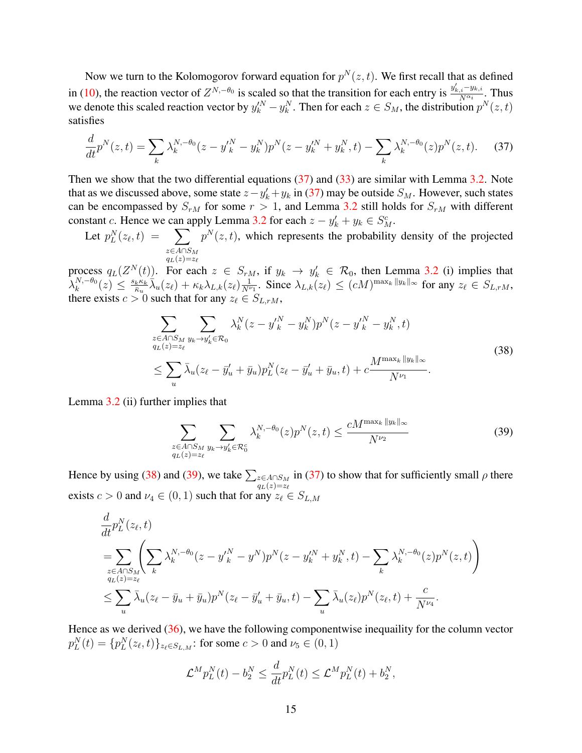Now we turn to the Kolomogorov forward equation for $p^N(z,t)$. We first recall that as defined in (10), the reaction vector of $Z^{N,-\theta_0}$ is scaled so that the transition for each entry is $\frac{y'_{k,i}-y_{k,i}}{N^{\alpha_i}}$. Thus we denote this scaled reaction vector by $y'^N_k - y^N_k$. Then for each $z \in S_M$, the distribution $p^N(z,t)$ satisfies

$$\frac{d}{dt}p^N(z,t) = \sum_k \lambda_k^{N,-\theta_0}(z - y'^N_k - y^N_k)p^N(z - y'^N_k + y^N_k, t) - \sum_k \lambda_k^{N,-\theta_0}(z)p^N(z,t). \tag{37}$$

Then we show that the two differential equations (37) and (33) are similar with Lemma 3.2. Note that as we discussed above, some state $z - y'_k + y_k$ in (37) may be outside $S_M$. However, such states can be encompassed by $S_{rM}$ for some $r > 1$, and Lemma 3.2 still holds for $S_{rM}$ with different constant $c$. Hence we can apply Lemma 3.2 for each $z - y'_k + y_k \in S^c_M$.

Let $p^N_L(z_\ell, t) = \sum_{\substack{z\in A\cap S_M\\ q_L(z)=z_\ell}} p^N(z,t)$, which represents the probability density of the projected process $q_L(Z^N(t))$. For each $z \in S_{rM}$, if $y_k \to y'_k \in \mathcal{R}_0$, then Lemma 3.2 (i) implies that $\lambda_k^{N,-\theta_0}(z) \le \frac{s_k\kappa_k}{\bar{\kappa}_u}\bar{\lambda}_u(z_\ell) + \kappa_k\lambda_{L,k}(z_\ell)\frac{1}{N^{\nu_1}}$. Since $\lambda_{L,k}(z_\ell) \le (cM)^{\max_k \|y_k\|_\infty}$ for any $z_\ell \in S_{L,rM}$, there exists $c > 0$ such that for any $z_\ell \in S_{L,rM}$,

$$\begin{aligned}
&\sum_{\substack{z\in A\cap S_M\\ q_L(z)=z_\ell}} \sum_{y_k\to y'_k\in\mathcal{R}_0} \lambda_k^N(z - y'^N_k - y^N_k)p^N(z - y'^N_k - y^N_k, t) \\
&\le \sum_u \bar{\lambda}_u(z_\ell - \bar{y}'_u + \bar{y}_u)p^N_L(z_\ell - \bar{y}'_u + \bar{y}_u, t) + c\frac{M^{\max_k \|y_k\|_\infty}}{N^{\nu_1}}.
\end{aligned} \tag{38}$$

Lemma 3.2 (ii) further implies that

$$\sum_{\substack{z\in A\cap S_M\\ q_L(z)=z_\ell}} \sum_{y_k\to y'_k\in\mathcal{R}^c_0} \lambda_k^{N,-\theta_0}(z)p^N(z,t) \le \frac{cM^{\max_k \|y_k\|_\infty}}{N^{\nu_2}} \tag{39}$$

Hence by using (38) and (39), we take $\sum_{\substack{z\in A\cap S_M\\ q_L(z)=z_\ell}}$ in (37) to show that for sufficiently small $\rho$ there exists $c > 0$ and $\nu_4 \in (0,1)$ such that for any $z_\ell \in S_{L,M}$

$$\begin{aligned}
&\frac{d}{dt}p^N_L(z_\ell,t) \\
&= \sum_{\substack{z\in A\cap S_M\\ q_L(z)=z_\ell}} \left( \sum_k \lambda_k^{N,-\theta_0}(z - y'^N_k - y^N)p^N(z - y'^N_k + y^N_k, t) - \sum_k \lambda_k^{N,-\theta_0}(z)p^N(z,t) \right) \\
&\le \sum_u \bar{\lambda}_u(z_\ell - \bar{y}_u + \bar{y}_u)p^N(z_\ell - \bar{y}'_u + \bar{y}_u, t) - \sum_u \bar{\lambda}_u(z_\ell)p^N(z_\ell,t) + \frac{c}{N^{\nu_4}}.
\end{aligned}$$

Hence as we derived (36), we have the following componentwise inequaility for the column vector $p^N_L(t) = \{p^N_L(z_\ell,t)\}_{z_\ell\in S_{L,M}}$: for some $c > 0$ and $\nu_5 \in (0,1)$

$$\mathcal{L}^M p^N_L(t) - b^N_2 \le \frac{d}{dt}p^N_L(t) \le \mathcal{L}^M p^N_L(t) + b^N_2,$$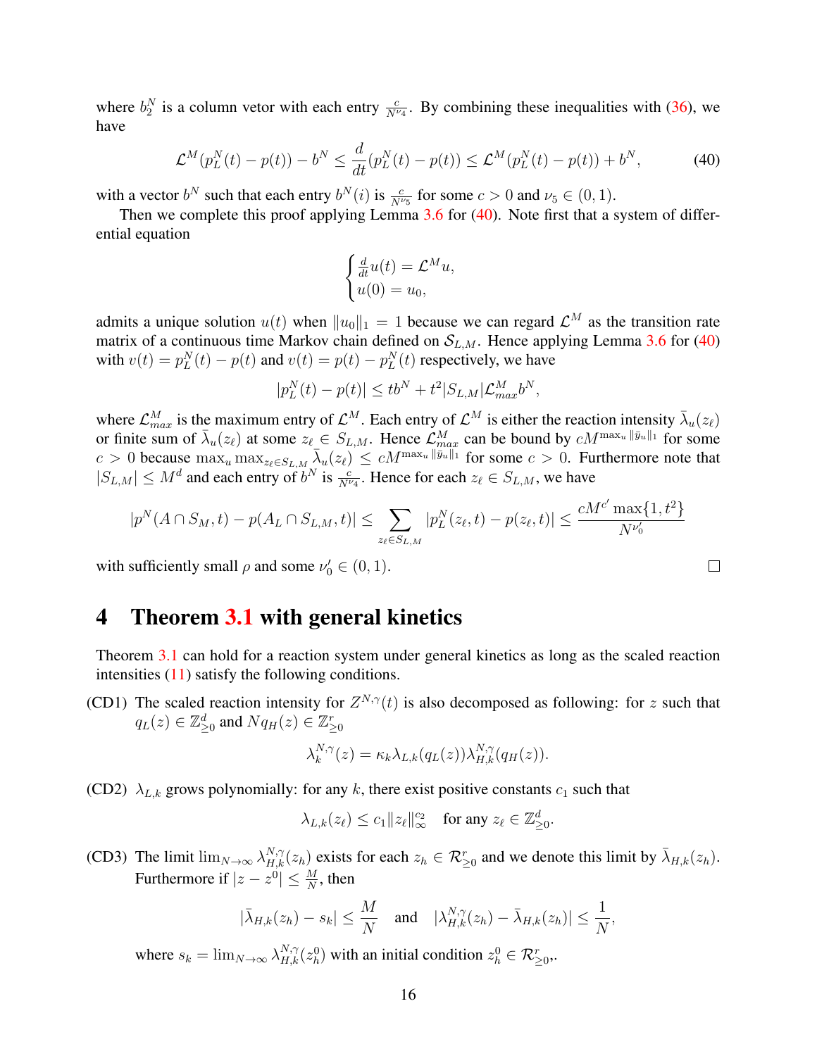where $b_2^N$ is a column vetor with each entry $\frac{c}{N^{\nu_4}}$. By combining these inequalities with (36), we have

$$\mathcal{L}^M(p_L^N(t) - p(t)) - b^N \leq \frac{d}{dt}(p_L^N(t) - p(t)) \leq \mathcal{L}^M(p_L^N(t) - p(t)) + b^N, \tag{40}$$

with a vector $b^N$ such that each entry $b^N(i)$ is $\frac{c}{N^{\nu_5}}$ for some $c > 0$ and $\nu_5 \in (0, 1)$.

Then we complete this proof applying Lemma 3.6 for (40). Note first that a system of differential equation

$$\begin{cases} \frac{d}{dt}u(t) = \mathcal{L}^M u, \\ u(0) = u_0, \end{cases}$$

admits a unique solution $u(t)$ when $\|u_0\|_1 = 1$ because we can regard $\mathcal{L}^M$ as the transition rate matrix of a continuous time Markov chain defined on $\mathcal{S}_{L,M}$. Hence applying Lemma 3.6 for (40) with $v(t) = p_L^N(t) - p(t)$ and $v(t) = p(t) - p_L^N(t)$ respectively, we have

$$|p_L^N(t) - p(t)| \leq tb^N + t^2|S_{L,M}|\mathcal{L}_{max}^M b^N,$$

where $\mathcal{L}_{max}^M$ is the maximum entry of $\mathcal{L}^M$. Each entry of $\mathcal{L}^M$ is either the reaction intensity $\bar{\lambda}_u(z_\ell)$ or finite sum of $\bar{\lambda}_u(z_\ell)$ at some $z_\ell \in S_{L,M}$. Hence $\mathcal{L}_{max}^M$ can be bound by $cM^{\max_u \|\bar{y}_u\|_1}$ for some $c > 0$ because $\max_u \max_{z_\ell \in S_{L,M}} \bar{\lambda}_u(z_\ell) \leq cM^{\max_u \|\bar{y}_u\|_1}$ for some $c > 0$. Furthermore note that $|S_{L,M}| \leq M^d$ and each entry of $b^N$ is $\frac{c}{N^{\nu_4}}$. Hence for each $z_\ell \in S_{L,M}$, we have

$$|p^N(A \cap S_M, t) - p(A_L \cap S_{L,M}, t)| \leq \sum_{z_\ell \in S_{L,M}} |p_L^N(z_\ell, t) - p(z_\ell, t)| \leq \frac{cM^{c'} \max\{1, t^2\}}{N^{\nu_0'}}$$

with sufficiently small $\rho$ and some $\nu_0' \in (0, 1)$. □

# 4 Theorem 3.1 with general kinetics

Theorem 3.1 can hold for a reaction system under general kinetics as long as the scaled reaction intensities (11) satisfy the following conditions.

(CD1) The scaled reaction intensity for $Z^{N,\gamma}(t)$ is also decomposed as following: for $z$ such that $q_L(z) \in \mathbb{Z}_{\geq 0}^d$ and $Nq_H(z) \in \mathbb{Z}_{\geq 0}^r$

$$\lambda_k^{N,\gamma}(z) = \kappa_k \lambda_{L,k}(q_L(z))\lambda_{H,k}^{N,\gamma}(q_H(z)).$$

(CD2) $\lambda_{L,k}$ grows polynomially: for any $k$, there exist positive constants $c_1$ such that

$$\lambda_{L,k}(z_\ell) \leq c_1 \|z_\ell\|_\infty^{c_2} \quad \text{for any } z_\ell \in \mathbb{Z}_{\geq 0}^d.$$

(CD3) The limit $\lim_{N\to\infty} \lambda_{H,k}^{N,\gamma}(z_h)$ exists for each $z_h \in \mathcal{R}_{\geq 0}^r$ and we denote this limit by $\bar{\lambda}_{H,k}(z_h)$. Furthermore if $|z - z^0| \leq \frac{M}{N}$, then

$$|\bar{\lambda}_{H,k}(z_h) - s_k| \leq \frac{M}{N} \quad \text{and} \quad |\lambda_{H,k}^{N,\gamma}(z_h) - \bar{\lambda}_{H,k}(z_h)| \leq \frac{1}{N},$$

where $s_k = \lim_{N\to\infty} \lambda_{H,k}^{N,\gamma}(z_h^0)$ with an initial condition $z_h^0 \in \mathcal{R}_{\geq 0}^r$,.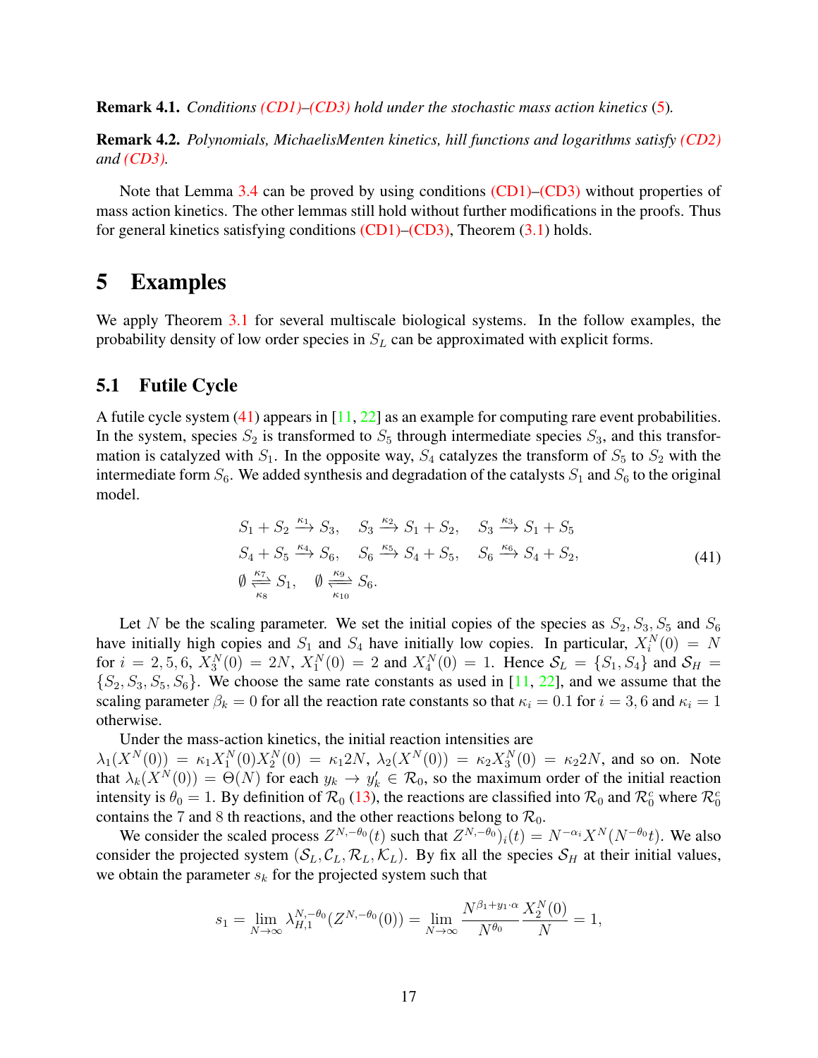**Remark 4.1.** *Conditions (CD1)–(CD3) hold under the stochastic mass action kinetics (5).*

**Remark 4.2.** *Polynomials, MichaelisMenten kinetics, hill functions and logarithms satisfy (CD2) and (CD3).*

Note that Lemma 3.4 can be proved by using conditions (CD1)–(CD3) without properties of mass action kinetics. The other lemmas still hold without further modifications in the proofs. Thus for general kinetics satisfying conditions (CD1)–(CD3), Theorem (3.1) holds.

# 5 Examples

We apply Theorem 3.1 for several multiscale biological systems. In the follow examples, the probability density of low order species in $S_L$ can be approximated with explicit forms.

## 5.1 Futile Cycle

A futile cycle system (41) appears in [11, 22] as an example for computing rare event probabilities. In the system, species $S_2$ is transformed to $S_5$ through intermediate species $S_3$, and this transformation is catalyzed with $S_1$. In the opposite way, $S_4$ catalyzes the transform of $S_5$ to $S_2$ with the intermediate form $S_6$. We added synthesis and degradation of the catalysts $S_1$ and $S_6$ to the original model.

$$
\begin{aligned}
&S_1 + S_2 \xrightarrow{\kappa_1} S_3, \quad S_3 \xrightarrow{\kappa_2} S_1 + S_2, \quad S_3 \xrightarrow{\kappa_3} S_1 + S_5 \\
&S_4 + S_5 \xrightarrow{\kappa_4} S_6, \quad S_6 \xrightarrow{\kappa_5} S_4 + S_5, \quad S_6 \xrightarrow{\kappa_6} S_4 + S_2, \\
&\emptyset \underset{\kappa_8}{\overset{\kappa_7}{\rightleftharpoons}} S_1, \quad \emptyset \underset{\kappa_{10}}{\overset{\kappa_9}{\rightleftharpoons}} S_6.
\end{aligned}
\tag{41}
$$

Let $N$ be the scaling parameter. We set the initial copies of the species as $S_2, S_3, S_5$ and $S_6$ have initially high copies and $S_1$ and $S_4$ have initially low copies. In particular, $X_i^N(0) = N$ for $i = 2, 5, 6$, $X_3^N(0) = 2N$, $X_1^N(0) = 2$ and $X_4^N(0) = 1$. Hence $\mathcal{S}_L = \{S_1, S_4\}$ and $\mathcal{S}_H = \{S_2, S_3, S_5, S_6\}$. We choose the same rate constants as used in [11, 22], and we assume that the scaling parameter $\beta_k = 0$ for all the reaction rate constants so that $\kappa_i = 0.1$ for $i = 3, 6$ and $\kappa_i = 1$ otherwise.

Under the mass-action kinetics, the initial reaction intensities are $\lambda_1(X^N(0)) = \kappa_1 X_1^N(0) X_2^N(0) = \kappa_1 2N$, $\lambda_2(X^N(0)) = \kappa_2 X_3^N(0) = \kappa_2 2N$, and so on. Note that $\lambda_k(X^N(0)) = \Theta(N)$ for each $y_k \to y_k' \in \mathcal{R}_0$, so the maximum order of the initial reaction intensity is $\theta_0 = 1$. By definition of $\mathcal{R}_0$ (13), the reactions are classified into $\mathcal{R}_0$ and $\mathcal{R}_0^c$ where $\mathcal{R}_0^c$ contains the 7 and 8 th reactions, and the other reactions belong to $\mathcal{R}_0$.

We consider the scaled process $Z^{N,-\theta_0}(t)$ such that $Z^{N,-\theta_0})_i(t) = N^{-\alpha_i} X^N(N^{-\theta_0} t)$. We also consider the projected system $(\mathcal{S}_L, \mathcal{C}_L, \mathcal{R}_L, \mathcal{K}_L)$. By fix all the species $\mathcal{S}_H$ at their initial values, we obtain the parameter $s_k$ for the projected system such that

$$
s_1 = \lim_{N \to \infty} \lambda_{H,1}^{N,-\theta_0}(Z^{N,-\theta_0}(0)) = \lim_{N \to \infty} \frac{N^{\beta_1 + y_1 \cdot \alpha}}{N^{\theta_0}} \frac{X_2^N(0)}{N} = 1,
$$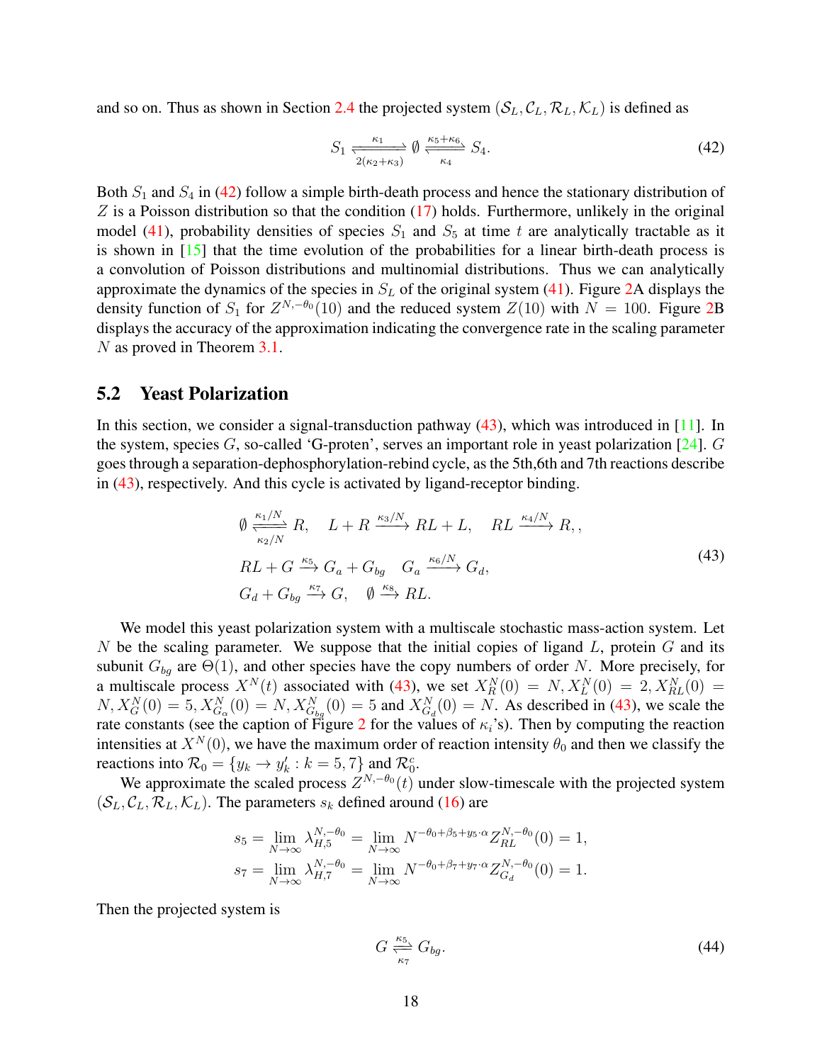and so on. Thus as shown in Section 2.4 the projected system $(\mathcal{S}_L, \mathcal{C}_L, \mathcal{R}_L, \mathcal{K}_L)$ is defined as

$$
S_1 \underset{2(\kappa_2+\kappa_3)}{\overset{\kappa_1}{\rightleftharpoons}} \emptyset \underset{\kappa_4}{\overset{\kappa_5+\kappa_6}{\rightleftharpoons}} S_4. \tag{42}
$$

Both $S_1$ and $S_4$ in (42) follow a simple birth-death process and hence the stationary distribution of $Z$ is a Poisson distribution so that the condition (17) holds. Furthermore, unlikely in the original model (41), probability densities of species $S_1$ and $S_5$ at time $t$ are analytically tractable as it is shown in [15] that the time evolution of the probabilities for a linear birth-death process is a convolution of Poisson distributions and multinomial distributions. Thus we can analytically approximate the dynamics of the species in $S_L$ of the original system (41). Figure 2A displays the density function of $S_1$ for $Z^{N,-\theta_0}(10)$ and the reduced system $Z(10)$ with $N = 100$. Figure 2B displays the accuracy of the approximation indicating the convergence rate in the scaling parameter $N$ as proved in Theorem 3.1.

## 5.2 Yeast Polarization

In this section, we consider a signal-transduction pathway (43), which was introduced in [11]. In the system, species $G$, so-called 'G-proten', serves an important role in yeast polarization [24]. $G$ goes through a separation-dephosphorylation-rebind cycle, as the 5th,6th and 7th reactions describe in (43), respectively. And this cycle is activated by ligand-receptor binding.

$$
\begin{aligned}
&\emptyset \underset{\kappa_2/N}{\overset{\kappa_1/N}{\rightleftharpoons}} R, \quad L + R \xrightarrow{\kappa_3/N} RL + L, \quad RL \xrightarrow{\kappa_4/N} R,, \\
&RL + G \xrightarrow{\kappa_5} G_a + G_{bg} \quad G_a \xrightarrow{\kappa_6/N} G_d, \\
&G_d + G_{bg} \xrightarrow{\kappa_7} G, \quad \emptyset \xrightarrow{\kappa_8} RL.
\end{aligned} \tag{43}
$$

We model this yeast polarization system with a multiscale stochastic mass-action system. Let $N$ be the scaling parameter. We suppose that the initial copies of ligand $L$, protein $G$ and its subunit $G_{bg}$ are $\Theta(1)$, and other species have the copy numbers of order $N$. More precisely, for a multiscale process $X^N(t)$ associated with (43), we set $X^N_R(0) = N, X^N_L(0) = 2, X^N_{RL}(0) = N, X^N_G(0) = 5, X^N_{G_\alpha}(0) = N, X^N_{G_{bg}}(0) = 5$ and $X^N_{G_d}(0) = N$. As described in (43), we scale the rate constants (see the caption of Figure 2 for the values of $\kappa_i$'s). Then by computing the reaction intensities at $X^N(0)$, we have the maximum order of reaction intensity $\theta_0$ and then we classify the reactions into $\mathcal{R}_0 = \{y_k \to y'_k : k = 5, 7\}$ and $\mathcal{R}^c_0$.

We approximate the scaled process $Z^{N,-\theta_0}(t)$ under slow-timescale with the projected system $(\mathcal{S}_L, \mathcal{C}_L, \mathcal{R}_L, \mathcal{K}_L)$. The parameters $s_k$ defined around (16) are

$$
s_5 = \lim_{N\to\infty} \lambda^{N,-\theta_0}_{H,5} = \lim_{N\to\infty} N^{-\theta_0+\beta_5+y_5\cdot\alpha} Z^{N,-\theta_0}_{RL}(0) = 1,
$$

$$
s_7 = \lim_{N\to\infty} \lambda^{N,-\theta_0}_{H,7} = \lim_{N\to\infty} N^{-\theta_0+\beta_7+y_7\cdot\alpha} Z^{N,-\theta_0}_{G_d}(0) = 1.
$$

Then the projected system is

$$
G \underset{\kappa_7}{\overset{\kappa_5}{\rightleftharpoons}} G_{bg}. \tag{44}
$$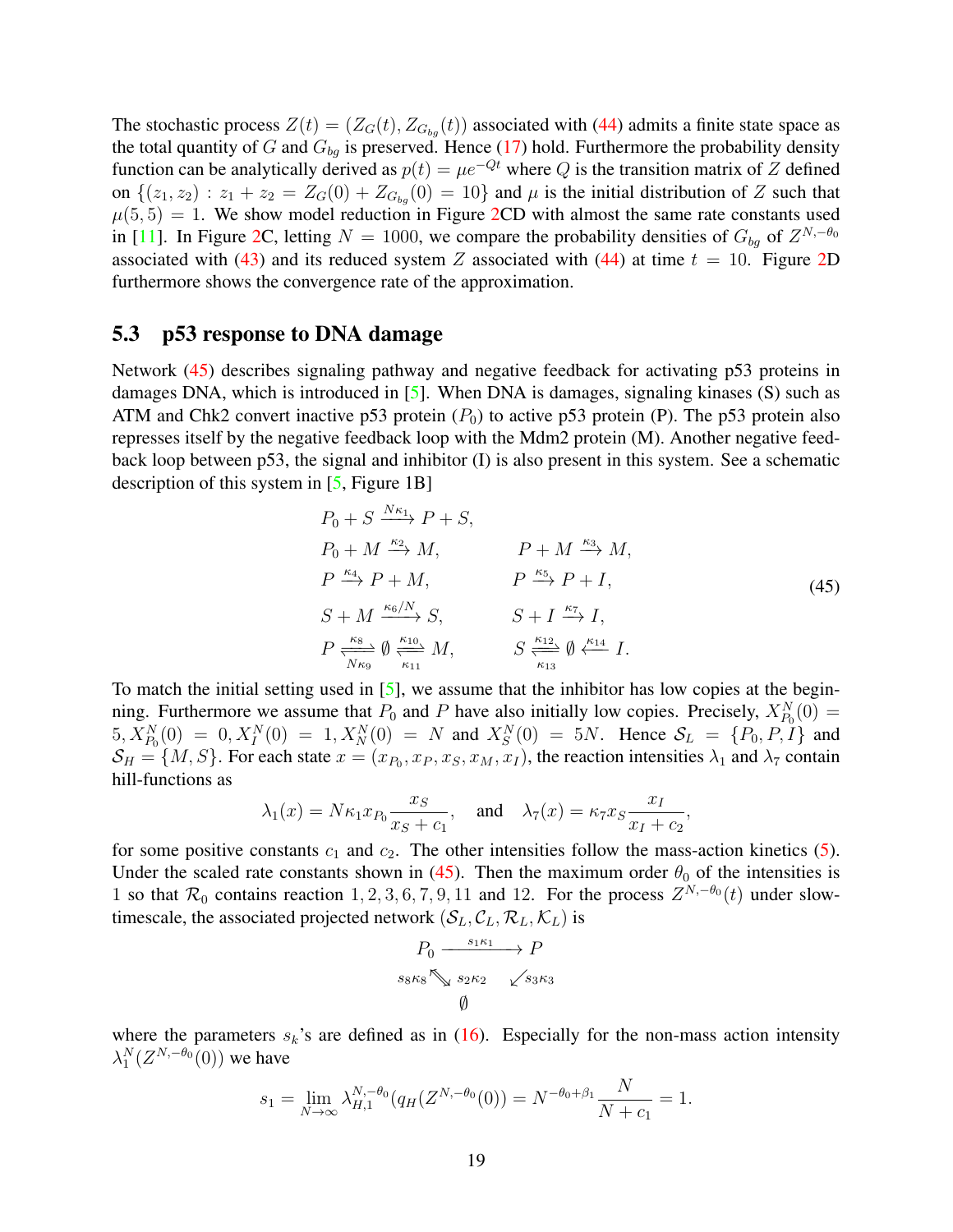The stochastic process $Z(t) = (Z_G(t), Z_{G_{bg}}(t))$ associated with (44) admits a finite state space as the total quantity of $G$ and $G_{bg}$ is preserved. Hence (17) hold. Furthermore the probability density function can be analytically derived as $p(t) = \mu e^{-Qt}$ where $Q$ is the transition matrix of $Z$ defined on $\{(z_1, z_2) : z_1 + z_2 = Z_G(0) + Z_{G_{bg}}(0) = 10\}$ and $\mu$ is the initial distribution of $Z$ such that $\mu(5,5) = 1$. We show model reduction in Figure 2CD with almost the same rate constants used in [11]. In Figure 2C, letting $N = 1000$, we compare the probability densities of $G_{bg}$ of $Z^{N,-\theta_0}$ associated with (43) and its reduced system $Z$ associated with (44) at time $t = 10$. Figure 2D furthermore shows the convergence rate of the approximation.

## 5.3 p53 response to DNA damage

Network (45) describes signaling pathway and negative feedback for activating p53 proteins in damages DNA, which is introduced in [5]. When DNA is damages, signaling kinases (S) such as ATM and Chk2 convert inactive p53 protein ($P_0$) to active p53 protein (P). The p53 protein also represses itself by the negative feedback loop with the Mdm2 protein (M). Another negative feedback loop between p53, the signal and inhibitor (I) is also present in this system. See a schematic description of this system in [5, Figure 1B]

$$
\begin{aligned}
&P_0 + S \xrightarrow{N\kappa_1} P + S, && \\
&P_0 + M \xrightarrow{\kappa_2} M, && P + M \xrightarrow{\kappa_3} M, \\
&P \xrightarrow{\kappa_4} P + M, && P \xrightarrow{\kappa_5} P + I, \\
&S + M \xrightarrow{\kappa_6/N} S, && S + I \xrightarrow{\kappa_7} I, \\
&P \underset{N\kappa_9}{\overset{\kappa_8}{\rightleftharpoons}} \emptyset \underset{\kappa_{11}}{\overset{\kappa_{10}}{\rightleftharpoons}} M, && S \underset{\kappa_{13}}{\overset{\kappa_{12}}{\rightleftharpoons}} \emptyset \xleftarrow{\kappa_{14}} I.
\end{aligned}
\tag{45}
$$

To match the initial setting used in [5], we assume that the inhibitor has low copies at the beginning. Furthermore we assume that $P_0$ and $P$ have also initially low copies. Precisely, $X^N_{P_0}(0) = 5, X^N_{P_0}(0) = 0, X^N_I(0) = 1, X^N_N(0) = N$ and $X^N_S(0) = 5N$. Hence $\mathcal{S}_L = \{P_0, P, I\}$ and $\mathcal{S}_H = \{M, S\}$. For each state $x = (x_{P_0}, x_P, x_S, x_M, x_I)$, the reaction intensities $\lambda_1$ and $\lambda_7$ contain hill-functions as

$$
\lambda_1(x) = N\kappa_1 x_{P_0} \frac{x_S}{x_S + c_1}, \quad \text{and} \quad \lambda_7(x) = \kappa_7 x_S \frac{x_I}{x_I + c_2},
$$

for some positive constants $c_1$ and $c_2$. The other intensities follow the mass-action kinetics (5). Under the scaled rate constants shown in (45). Then the maximum order $\theta_0$ of the intensities is 1 so that $\mathcal{R}_0$ contains reaction 1, 2, 3, 6, 7, 9, 11 and 12. For the process $Z^{N,-\theta_0}(t)$ under slow-timescale, the associated projected network $(\mathcal{S}_L, \mathcal{C}_L, \mathcal{R}_L, \mathcal{K}_L)$ is

$$
\begin{array}{ccc}
P_0 & \xrightarrow{s_1\kappa_1} & P \\
{\scriptstyle s_8\kappa_8}\nwarrow\!\searrow{\scriptstyle s_2\kappa_2} & & \swarrow{\scriptstyle s_3\kappa_3} \\
& \emptyset &
\end{array}
$$

where the parameters $s_k$'s are defined as in (16). Especially for the non-mass action intensity $\lambda^N_1(Z^{N,-\theta_0}(0))$ we have

$$
s_1 = \lim_{N\to\infty} \lambda^{N,-\theta_0}_{H,1}(q_H(Z^{N,-\theta_0}(0)) = N^{-\theta_0+\beta_1}\frac{N}{N+c_1} = 1.
$$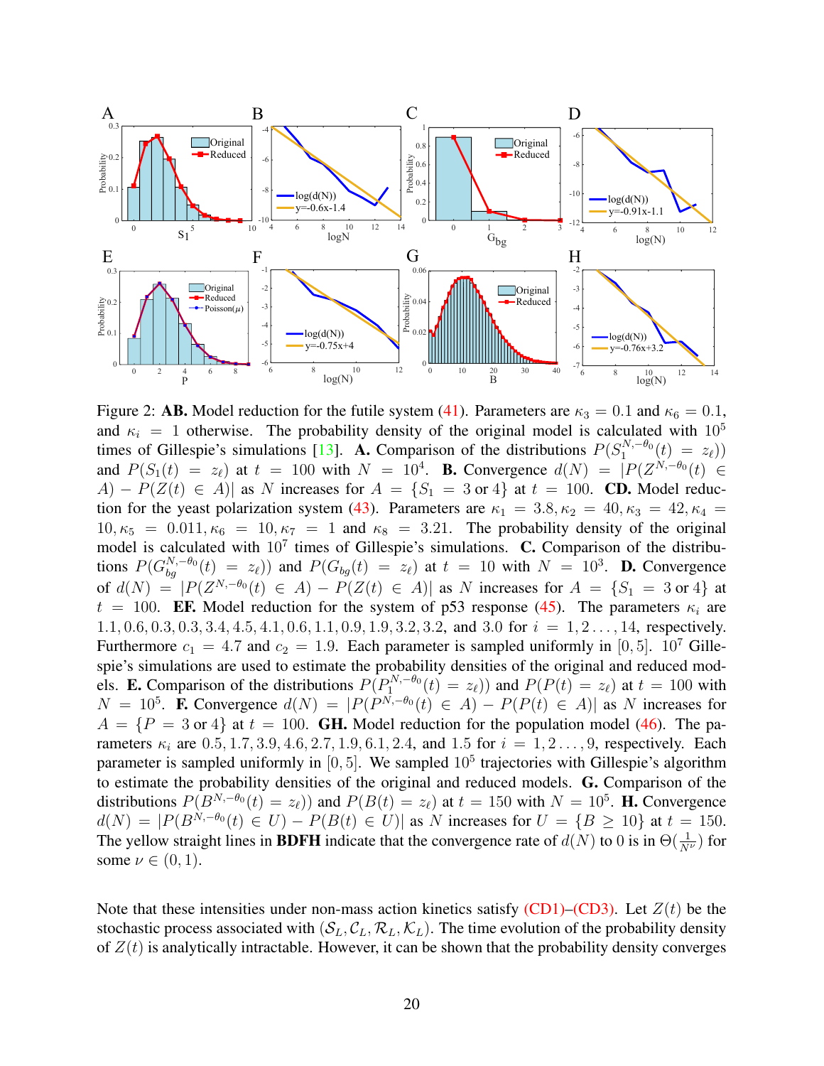Figure 2: **AB.** Model reduction for the futile system (41). Parameters are $\kappa_3 = 0.1$ and $\kappa_6 = 0.1$, and $\kappa_i = 1$ otherwise. The probability density of the original model is calculated with $10^5$ times of Gillespie's simulations [13]. **A.** Comparison of the distributions $P(S_1^{N,-\theta_0}(t) = z_\ell))$ and $P(S_1(t) = z_\ell)$ at $t = 100$ with $N = 10^4$. **B.** Convergence $d(N) = |P(Z^{N,-\theta_0}(t) \in A) - P(Z(t) \in A)|$ as $N$ increases for $A = \{S_1 = 3 \text{ or } 4\}$ at $t = 100$. **CD.** Model reduction for the yeast polarization system (43). Parameters are $\kappa_1 = 3.8, \kappa_2 = 40, \kappa_3 = 42, \kappa_4 = 10, \kappa_5 = 0.011, \kappa_6 = 10, \kappa_7 = 1$ and $\kappa_8 = 3.21$. The probability density of the original model is calculated with $10^7$ times of Gillespie's simulations. **C.** Comparison of the distributions $P(G_{bg}^{N,-\theta_0}(t) = z_\ell))$ and $P(G_{bg}(t) = z_\ell)$ at $t = 10$ with $N = 10^3$. **D.** Convergence of $d(N) = |P(Z^{N,-\theta_0}(t) \in A) - P(Z(t) \in A)|$ as $N$ increases for $A = \{S_1 = 3 \text{ or } 4\}$ at $t = 100$. **EF.** Model reduction for the system of p53 response (45). The parameters $\kappa_i$ are $1.1, 0.6, 0.3, 0.3, 3.4, 4.5, 4.1, 0.6, 1.1, 0.9, 1.9, 3.2, 3.2$, and $3.0$ for $i = 1, 2 \ldots, 14$, respectively. Furthermore $c_1 = 4.7$ and $c_2 = 1.9$. Each parameter is sampled uniformly in $[0, 5]$. $10^7$ Gillespie's simulations are used to estimate the probability densities of the original and reduced models. **E.** Comparison of the distributions $P(P_1^{N,-\theta_0}(t) = z_\ell))$ and $P(P(t) = z_\ell)$ at $t = 100$ with $N = 10^5$. **F.** Convergence $d(N) = |P(P^{N,-\theta_0}(t) \in A) - P(P(t) \in A)|$ as $N$ increases for $A = \{P = 3 \text{ or } 4\}$ at $t = 100$. **GH.** Model reduction for the population model (46). The parameters $\kappa_i$ are $0.5, 1.7, 3.9, 4.6, 2.7, 1.9, 6.1, 2.4$, and $1.5$ for $i = 1, 2 \ldots, 9$, respectively. Each parameter is sampled uniformly in $[0, 5]$. We sampled $10^5$ trajectories with Gillespie's algorithm to estimate the probability densities of the original and reduced models. **G.** Comparison of the distributions $P(B^{N,-\theta_0}(t) = z_\ell))$ and $P(B(t) = z_\ell)$ at $t = 150$ with $N = 10^5$. **H.** Convergence $d(N) = |P(B^{N,-\theta_0}(t) \in U) - P(B(t) \in U)|$ as $N$ increases for $U = \{B \geq 10\}$ at $t = 150$. The yellow straight lines in **BDFH** indicate that the convergence rate of $d(N)$ to 0 is in $\Theta(\frac{1}{N^\nu})$ for some $\nu \in (0, 1)$.

Note that these intensities under non-mass action kinetics satisfy (CD1)–(CD3). Let $Z(t)$ be the stochastic process associated with $(\mathcal{S}_L, \mathcal{C}_L, \mathcal{R}_L, \mathcal{K}_L)$. The time evolution of the probability density of $Z(t)$ is analytically intractable. However, it can be shown that the probability density converges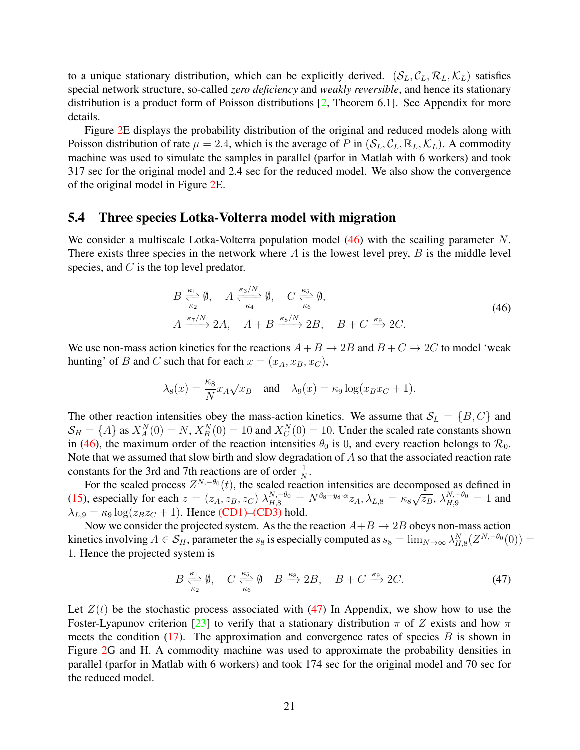to a unique stationary distribution, which can be explicitly derived. $(\mathcal{S}_L, \mathcal{C}_L, \mathcal{R}_L, \mathcal{K}_L)$ satisfies special network structure, so-called *zero deficiency* and *weakly reversible*, and hence its stationary distribution is a product form of Poisson distributions [2, Theorem 6.1]. See Appendix for more details.

Figure 2E displays the probability distribution of the original and reduced models along with Poisson distribution of rate $\mu = 2.4$, which is the average of $P$ in $(\mathcal{S}_L, \mathcal{C}_L, \mathbb{R}_L, \mathcal{K}_L)$. A commodity machine was used to simulate the samples in parallel (parfor in Matlab with 6 workers) and took 317 sec for the original model and 2.4 sec for the reduced model. We also show the convergence of the original model in Figure 2E.

## 5.4 Three species Lotka-Volterra model with migration

We consider a multiscale Lotka-Volterra population model (46) with the scailing parameter $N$. There exists three species in the network where $A$ is the lowest level prey, $B$ is the middle level species, and $C$ is the top level predator.

$$
\begin{aligned}
&B \underset{\kappa_2}{\overset{\kappa_1}{\rightleftharpoons}} \emptyset, \quad A \underset{\kappa_4}{\overset{\kappa_3/N}{\rightleftharpoons}} \emptyset, \quad C \underset{\kappa_6}{\overset{\kappa_5}{\rightleftharpoons}} \emptyset, \\
&A \xrightarrow{\kappa_7/N} 2A, \quad A+B \xrightarrow{\kappa_8/N} 2B, \quad B+C \xrightarrow{\kappa_9} 2C.
\end{aligned} \tag{46}
$$

We use non-mass action kinetics for the reactions $A+B \to 2B$ and $B+C \to 2C$ to model 'weak hunting' of $B$ and $C$ such that for each $x = (x_A, x_B, x_C)$,

$$
\lambda_8(x) = \frac{\kappa_8}{N} x_A \sqrt{x_B} \quad \text{and} \quad \lambda_9(x) = \kappa_9 \log(x_B x_C + 1).
$$

The other reaction intensities obey the mass-action kinetics. We assume that $\mathcal{S}_L = \{B, C\}$ and $\mathcal{S}_H = \{A\}$ as $X^N_A(0) = N$, $X^N_B(0) = 10$ and $X^N_C(0) = 10$. Under the scaled rate constants shown in (46), the maximum order of the reaction intensities $\theta_0$ is 0, and every reaction belongs to $\mathcal{R}_0$. Note that we assumed that slow birth and slow degradation of $A$ so that the associated reaction rate constants for the 3rd and 7th reactions are of order $\frac{1}{N}$.

For the scaled process $Z^{N,-\theta_0}(t)$, the scaled reaction intensities are decomposed as defined in (15), especially for each $z = (z_A, z_B, z_C)$ $\lambda^{N,-\theta_0}_{H,8} = N^{\beta_8 + y_8 \cdot \alpha} z_A, \lambda_{L,8} = \kappa_8 \sqrt{z_B}$, $\lambda^{N,-\theta_0}_{H,9} = 1$ and $\lambda_{L,9} = \kappa_9 \log(z_B z_C + 1)$. Hence (CD1)–(CD3) hold.

Now we consider the projected system. As the the reaction $A+B \to 2B$ obeys non-mass action kinetics involving $A \in \mathcal{S}_H$, parameter the $s_8$ is especially computed as $s_8 = \lim_{N\to\infty} \lambda^N_{H,8}(Z^{N,-\theta_0}(0)) = 1$. Hence the projected system is

$$
B \underset{\kappa_2}{\overset{\kappa_1}{\rightleftharpoons}} \emptyset, \quad C \underset{\kappa_6}{\overset{\kappa_5}{\rightleftharpoons}} \emptyset \quad B \xrightarrow{\kappa_8} 2B, \quad B+C \xrightarrow{\kappa_9} 2C. \tag{47}
$$

Let $Z(t)$ be the stochastic process associated with (47) In Appendix, we show how to use the Foster-Lyapunov criterion [23] to verify that a stationary distribution $\pi$ of $Z$ exists and how $\pi$ meets the condition (17). The approximation and convergence rates of species $B$ is shown in Figure 2G and H. A commodity machine was used to approximate the probability densities in parallel (parfor in Matlab with 6 workers) and took 174 sec for the original model and 70 sec for the reduced model.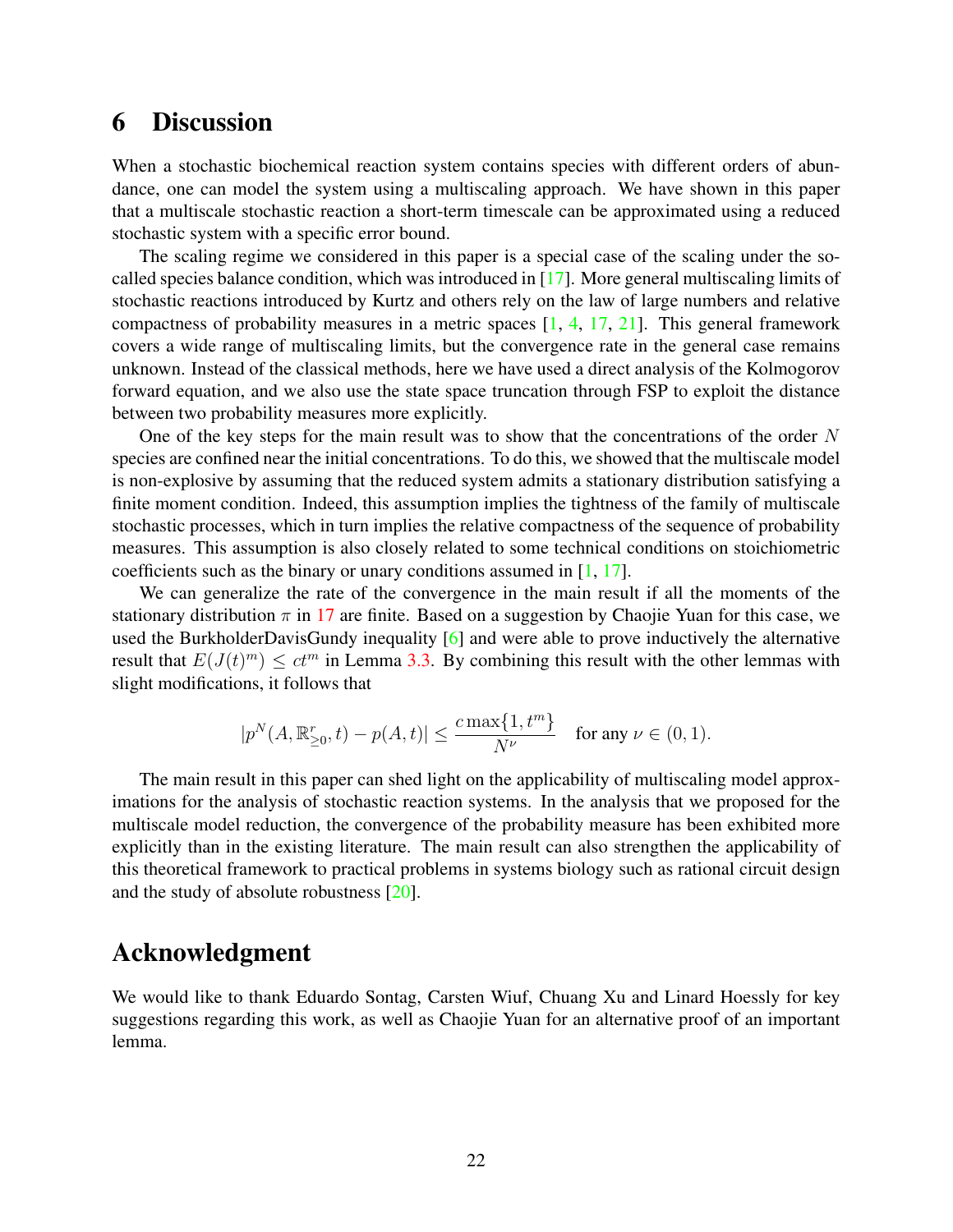# 6 Discussion

When a stochastic biochemical reaction system contains species with different orders of abundance, one can model the system using a multiscaling approach. We have shown in this paper that a multiscale stochastic reaction a short-term timescale can be approximated using a reduced stochastic system with a specific error bound.

The scaling regime we considered in this paper is a special case of the scaling under the so-called species balance condition, which was introduced in [17]. More general multiscaling limits of stochastic reactions introduced by Kurtz and others rely on the law of large numbers and relative compactness of probability measures in a metric spaces [1, 4, 17, 21]. This general framework covers a wide range of multiscaling limits, but the convergence rate in the general case remains unknown. Instead of the classical methods, here we have used a direct analysis of the Kolmogorov forward equation, and we also use the state space truncation through FSP to exploit the distance between two probability measures more explicitly.

One of the key steps for the main result was to show that the concentrations of the order $N$ species are confined near the initial concentrations. To do this, we showed that the multiscale model is non-explosive by assuming that the reduced system admits a stationary distribution satisfying a finite moment condition. Indeed, this assumption implies the tightness of the family of multiscale stochastic processes, which in turn implies the relative compactness of the sequence of probability measures. This assumption is also closely related to some technical conditions on stoichiometric coefficients such as the binary or unary conditions assumed in [1, 17].

We can generalize the rate of the convergence in the main result if all the moments of the stationary distribution $\pi$ in 17 are finite. Based on a suggestion by Chaojie Yuan for this case, we used the BurkholderDavisGundy inequality [6] and were able to prove inductively the alternative result that $E(J(t)^m) \leq ct^m$ in Lemma 3.3. By combining this result with the other lemmas with slight modifications, it follows that

$$|p^N(A, \mathbb{R}^r_{\geq 0}, t) - p(A, t)| \leq \frac{c \max\{1, t^m\}}{N^\nu} \quad \text{for any } \nu \in (0, 1).$$

The main result in this paper can shed light on the applicability of multiscaling model approximations for the analysis of stochastic reaction systems. In the analysis that we proposed for the multiscale model reduction, the convergence of the probability measure has been exhibited more explicitly than in the existing literature. The main result can also strengthen the applicability of this theoretical framework to practical problems in systems biology such as rational circuit design and the study of absolute robustness [20].

# Acknowledgment

We would like to thank Eduardo Sontag, Carsten Wiuf, Chuang Xu and Linard Hoessly for key suggestions regarding this work, as well as Chaojie Yuan for an alternative proof of an important lemma.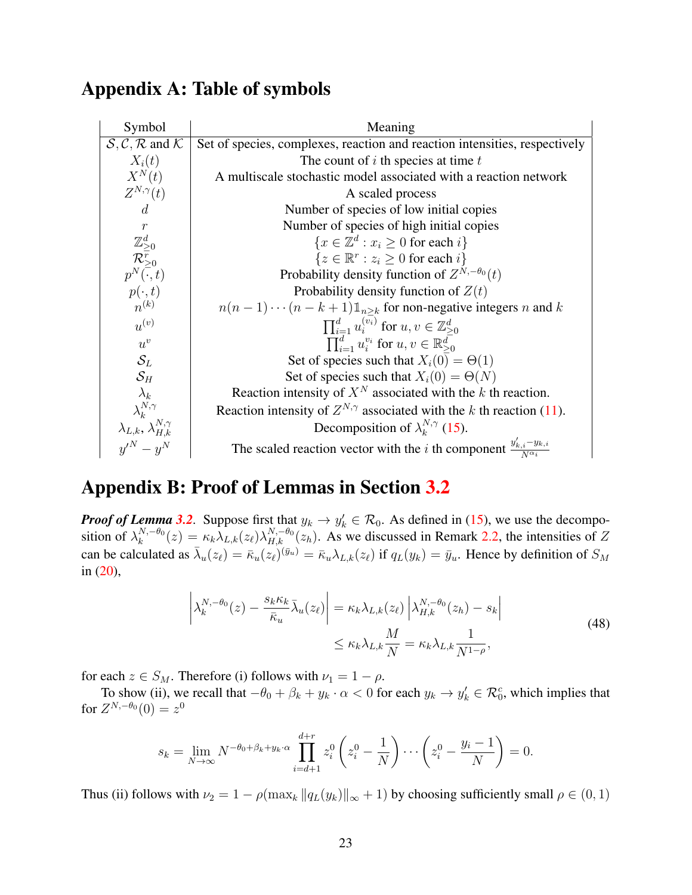# Appendix A: Table of symbols

| Symbol | Meaning |
|---|---|
| $\mathcal{S}, \mathcal{C}, \mathcal{R}$ and $\mathcal{K}$ | Set of species, complexes, reaction and reaction intensities, respectively |
| $X_i(t)$ | The count of $i$ th species at time $t$ |
| $X^N(t)$ | A multiscale stochastic model associated with a reaction network |
| $Z^{N,\gamma}(t)$ | A scaled process |
| $d$ | Number of species of low initial copies |
| $r$ | Number of species of high initial copies |
| $\mathbb{Z}^d_{\ge 0}$ | $\{x \in \mathbb{Z}^d : x_i \ge 0 \text{ for each } i\}$ |
| $\mathcal{R}^r_{\ge 0}$ | $\{z \in \mathbb{R}^r : z_i \ge 0 \text{ for each } i\}$ |
| $p^N(\cdot, t)$ | Probability density function of $Z^{N,-\theta_0}(t)$ |
| $p(\cdot, t)$ | Probability density function of $Z(t)$ |
| $n^{(k)}$ | $n(n-1)\cdots(n-k+1)\mathbb{1}_{n\ge k}$ for non-negative integers $n$ and $k$ |
| $u^{(v)}$ | $\prod_{i=1}^d u_i^{(v_i)}$ for $u, v \in \mathbb{Z}^d_{\ge 0}$ |
| $u^v$ | $\prod_{i=1}^d u_i^{v_i}$ for $u, v \in \mathbb{R}^d_{\ge 0}$ |
| $\mathcal{S}_L$ | Set of species such that $X_i(0) = \Theta(1)$ |
| $\mathcal{S}_H$ | Set of species such that $X_i(0) = \Theta(N)$ |
| $\lambda_k$ | Reaction intensity of $X^N$ associated with the $k$ th reaction. |
| $\lambda_k^{N,\gamma}$ | Reaction intensity of $Z^{N,\gamma}$ associated with the $k$ th reaction (11). |
| $\lambda_{L,k}$, $\lambda_{H,k}^{N,\gamma}$ | Decomposition of $\lambda_k^{N,\gamma}$ (15). |
| $y'^N - y^N$ | The scaled reaction vector with the $i$ th component $\frac{y'_{k,i}-y_{k,i}}{N^{\alpha_i}}$ |

# Appendix B: Proof of Lemmas in Section 3.2

***Proof of Lemma 3.2***. Suppose first that $y_k \to y'_k \in \mathcal{R}_0$. As defined in (15), we use the decomposition of $\lambda_k^{N,-\theta_0}(z) = \kappa_k \lambda_{L,k}(z_\ell)\lambda_{H,k}^{N,-\theta_0}(z_h)$. As we discussed in Remark 2.2, the intensities of $Z$ can be calculated as $\bar{\lambda}_u(z_\ell) = \bar{\kappa}_u(z_\ell)^{(\bar{y}_u)} = \bar{\kappa}_u \lambda_{L,k}(z_\ell)$ if $q_L(y_k) = \bar{y}_u$. Hence by definition of $S_M$ in (20),

$$
\begin{aligned}
\left|\lambda_k^{N,-\theta_0}(z) - \frac{s_k \kappa_k}{\bar{\kappa}_u}\bar{\lambda}_u(z_\ell)\right| &= \kappa_k \lambda_{L,k}(z_\ell)\left|\lambda_{H,k}^{N,-\theta_0}(z_h) - s_k\right| \\
&\le \kappa_k \lambda_{L,k}\frac{M}{N} = \kappa_k \lambda_{L,k}\frac{1}{N^{1-\rho}},
\end{aligned}
\tag{48}
$$

for each $z \in S_M$. Therefore (i) follows with $\nu_1 = 1-\rho$.

To show (ii), we recall that $-\theta_0 + \beta_k + y_k \cdot \alpha < 0$ for each $y_k \to y'_k \in \mathcal{R}_0^c$, which implies that for $Z^{N,-\theta_0}(0) = z^0$

$$
s_k = \lim_{N\to\infty} N^{-\theta_0+\beta_k+y_k\cdot\alpha}\prod_{i=d+1}^{d+r} z_i^0\left(z_i^0 - \frac{1}{N}\right)\cdots\left(z_i^0 - \frac{y_i - 1}{N}\right) = 0.
$$

Thus (ii) follows with $\nu_2 = 1 - \rho(\max_k \|q_L(y_k)\|_\infty + 1)$ by choosing sufficiently small $\rho \in (0,1)$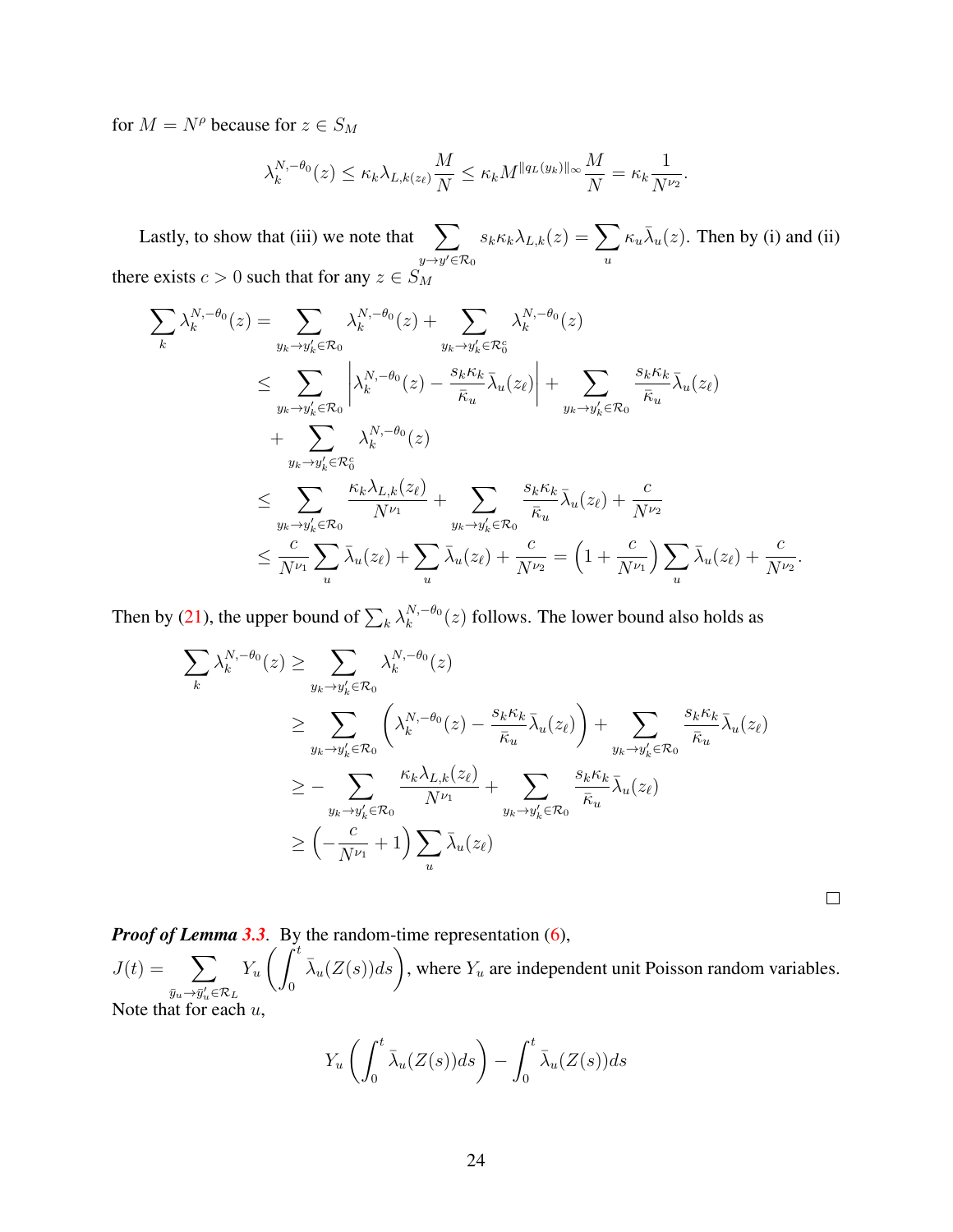for $M = N^\rho$ because for $z \in S_M$

$$\lambda_k^{N,-\theta_0}(z) \le \kappa_k \lambda_{L,k(z_\ell)} \frac{M}{N} \le \kappa_k M^{\|q_L(y_k)\|_\infty} \frac{M}{N} = \kappa_k \frac{1}{N^{\nu_2}}.$$

Lastly, to show that (iii) we note that $\displaystyle\sum_{y \to y' \in \mathcal{R}_0} s_k \kappa_k \lambda_{L,k}(z) = \sum_u \kappa_u \bar{\lambda}_u(z)$. Then by (i) and (ii) there exists $c > 0$ such that for any $z \in S_M$

$$\begin{aligned}
\sum_k \lambda_k^{N,-\theta_0}(z) &= \sum_{y_k \to y_k' \in \mathcal{R}_0} \lambda_k^{N,-\theta_0}(z) + \sum_{y_k \to y_k' \in \mathcal{R}_0^c} \lambda_k^{N,-\theta_0}(z) \\
&\le \sum_{y_k \to y_k' \in \mathcal{R}_0} \left| \lambda_k^{N,-\theta_0}(z) - \frac{s_k \kappa_k}{\bar{\kappa}_u} \bar{\lambda}_u(z_\ell) \right| + \sum_{y_k \to y_k' \in \mathcal{R}_0} \frac{s_k \kappa_k}{\bar{\kappa}_u} \bar{\lambda}_u(z_\ell) \\
&\quad + \sum_{y_k \to y_k' \in \mathcal{R}_0^c} \lambda_k^{N,-\theta_0}(z) \\
&\le \sum_{y_k \to y_k' \in \mathcal{R}_0} \frac{\kappa_k \lambda_{L,k}(z_\ell)}{N^{\nu_1}} + \sum_{y_k \to y_k' \in \mathcal{R}_0} \frac{s_k \kappa_k}{\bar{\kappa}_u} \bar{\lambda}_u(z_\ell) + \frac{c}{N^{\nu_2}} \\
&\le \frac{c}{N^{\nu_1}} \sum_u \bar{\lambda}_u(z_\ell) + \sum_u \bar{\lambda}_u(z_\ell) + \frac{c}{N^{\nu_2}} = \left(1 + \frac{c}{N^{\nu_1}}\right) \sum_u \bar{\lambda}_u(z_\ell) + \frac{c}{N^{\nu_2}}.
\end{aligned}$$

Then by (21), the upper bound of $\sum_k \lambda_k^{N,-\theta_0}(z)$ follows. The lower bound also holds as

$$\begin{aligned}
\sum_k \lambda_k^{N,-\theta_0}(z) &\ge \sum_{y_k \to y_k' \in \mathcal{R}_0} \lambda_k^{N,-\theta_0}(z) \\
&\ge \sum_{y_k \to y_k' \in \mathcal{R}_0} \left( \lambda_k^{N,-\theta_0}(z) - \frac{s_k \kappa_k}{\bar{\kappa}_u} \bar{\lambda}_u(z_\ell) \right) + \sum_{y_k \to y_k' \in \mathcal{R}_0} \frac{s_k \kappa_k}{\bar{\kappa}_u} \bar{\lambda}_u(z_\ell) \\
&\ge - \sum_{y_k \to y_k' \in \mathcal{R}_0} \frac{\kappa_k \lambda_{L,k}(z_\ell)}{N^{\nu_1}} + \sum_{y_k \to y_k' \in \mathcal{R}_0} \frac{s_k \kappa_k}{\bar{\kappa}_u} \bar{\lambda}_u(z_\ell) \\
&\ge \left( -\frac{c}{N^{\nu_1}} + 1 \right) \sum_u \bar{\lambda}_u(z_\ell)
\end{aligned}$$

□

***Proof of Lemma 3.3.*** By the random-time representation (6), $J(t) = \displaystyle\sum_{\bar{y}_u \to \bar{y}_u' \in \mathcal{R}_L} Y_u \left( \int_0^t \bar{\lambda}_u(Z(s)) ds \right)$, where $Y_u$ are independent unit Poisson random variables. Note that for each $u$,

$$Y_u \left( \int_0^t \bar{\lambda}_u(Z(s)) ds \right) - \int_0^t \bar{\lambda}_u(Z(s)) ds$$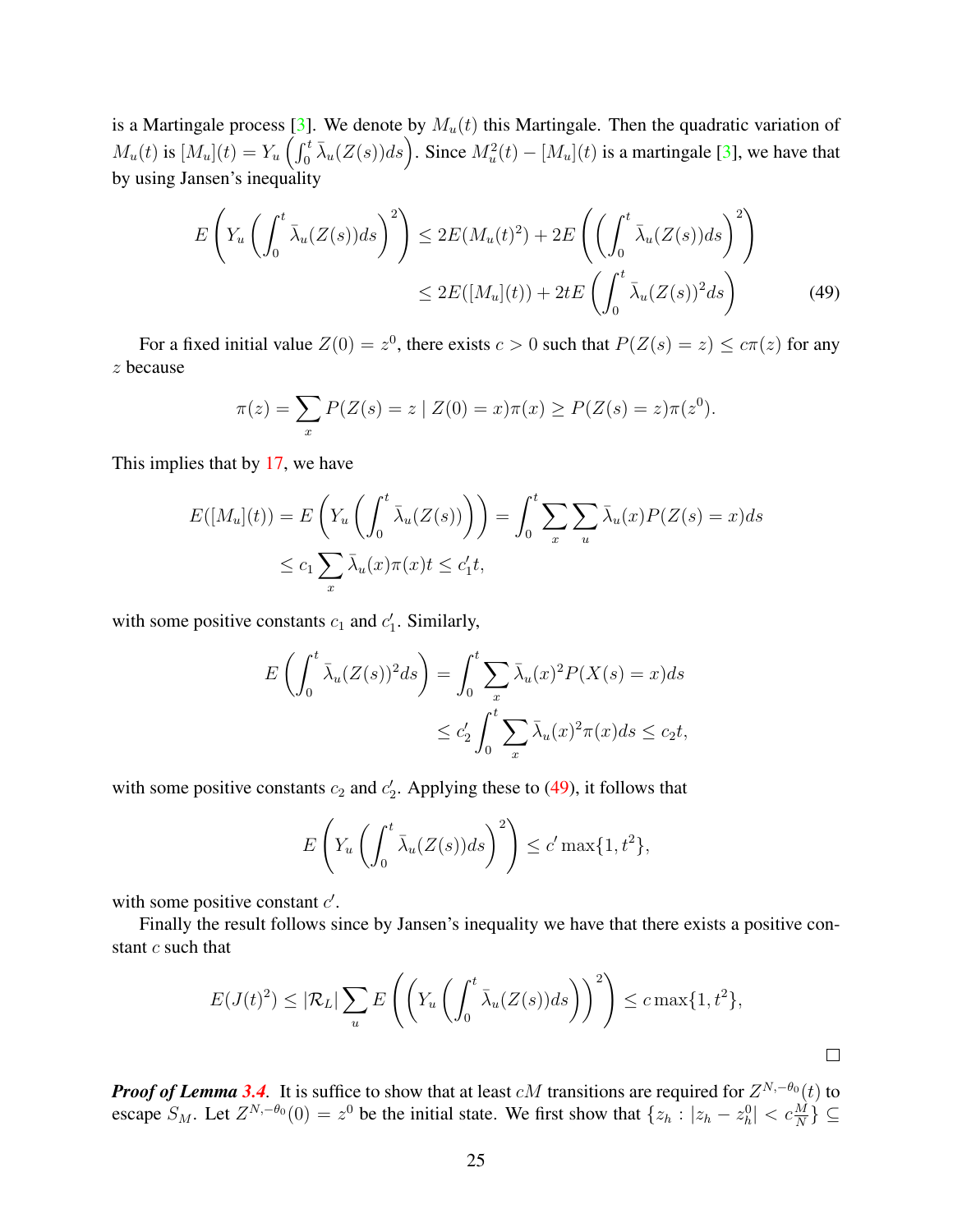is a Martingale process [3]. We denote by $M_u(t)$ this Martingale. Then the quadratic variation of $M_u(t)$ is $[M_u](t) = Y_u\left(\int_0^t \bar{\lambda}_u(Z(s))ds\right)$. Since $M_u^2(t) - [M_u](t)$ is a martingale [3], we have that by using Jansen's inequality

$$
\begin{aligned}
E\left(Y_u\left(\int_0^t \bar{\lambda}_u(Z(s))ds\right)^2\right) &\leq 2E(M_u(t)^2) + 2E\left(\left(\int_0^t \bar{\lambda}_u(Z(s))ds\right)^2\right) \\
&\leq 2E([M_u](t)) + 2tE\left(\int_0^t \bar{\lambda}_u(Z(s))^2 ds\right) \qquad (49)
\end{aligned}
$$

For a fixed initial value $Z(0) = z^0$, there exists $c > 0$ such that $P(Z(s) = z) \leq c\pi(z)$ for any $z$ because

$$
\pi(z) = \sum_x P(Z(s) = z \mid Z(0) = x)\pi(x) \geq P(Z(s) = z)\pi(z^0).
$$

This implies that by 17, we have

$$
\begin{aligned}
E([M_u](t)) = E\left(Y_u\left(\int_0^t \bar{\lambda}_u(Z(s))\right)\right) &= \int_0^t \sum_x \sum_u \bar{\lambda}_u(x) P(Z(s) = x) ds \\
&\leq c_1 \sum_x \bar{\lambda}_u(x)\pi(x)t \leq c_1' t,
\end{aligned}
$$

with some positive constants $c_1$ and $c_1'$. Similarly,

$$
\begin{aligned}
E\left(\int_0^t \bar{\lambda}_u(Z(s))^2 ds\right) &= \int_0^t \sum_x \bar{\lambda}_u(x)^2 P(X(s) = x) ds \\
&\leq c_2' \int_0^t \sum_x \bar{\lambda}_u(x)^2 \pi(x) ds \leq c_2 t,
\end{aligned}
$$

with some positive constants $c_2$ and $c_2'$. Applying these to (49), it follows that

$$
E\left(Y_u\left(\int_0^t \bar{\lambda}_u(Z(s))ds\right)^2\right) \leq c' \max\{1, t^2\},
$$

with some positive constant $c'$.

Finally the result follows since by Jansen's inequality we have that there exists a positive constant $c$ such that

$$
E(J(t)^2) \leq |\mathcal{R}_L| \sum_u E\left(\left(Y_u\left(\int_0^t \bar{\lambda}_u(Z(s))ds\right)\right)^2\right) \leq c \max\{1, t^2\},
$$

□

***Proof of Lemma 3.4***. It is suffice to show that at least $cM$ transitions are required for $Z^{N,-\theta_0}(t)$ to escape $S_M$. Let $Z^{N,-\theta_0}(0) = z^0$ be the initial state. We first show that $\{z_h : |z_h - z_h^0| < c\frac{M}{N}\} \subseteq$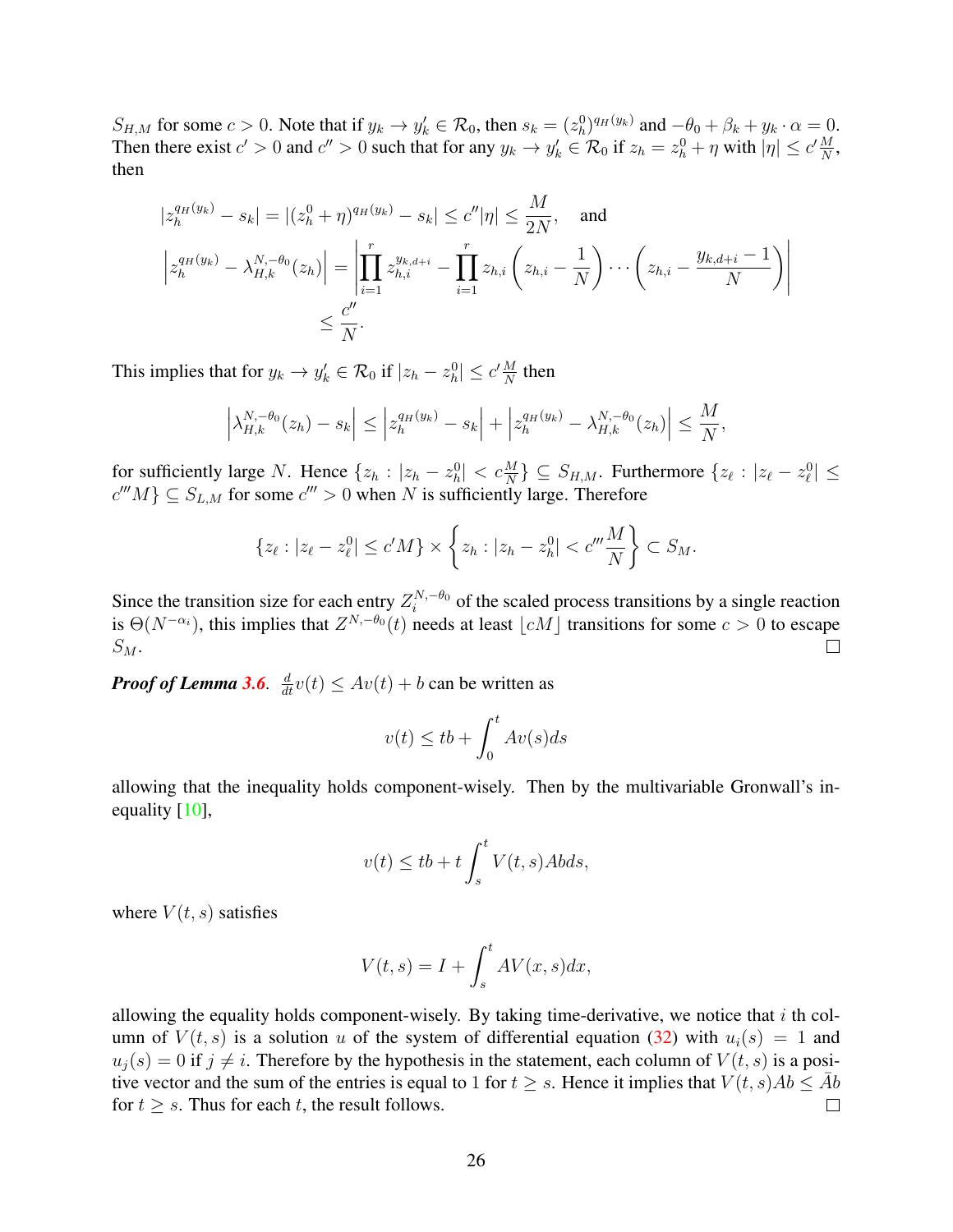$S_{H,M}$ for some $c > 0$. Note that if $y_k \to y'_k \in \mathcal{R}_0$, then $s_k = (z_h^0)^{q_H(y_k)}$ and $-\theta_0 + \beta_k + y_k \cdot \alpha = 0$. Then there exist $c' > 0$ and $c'' > 0$ such that for any $y_k \to y'_k \in \mathcal{R}_0$ if $z_h = z_h^0 + \eta$ with $|\eta| \leq c'\frac{M}{N}$, then

$$
\begin{aligned}
&|z_h^{q_H(y_k)} - s_k| = |(z_h^0 + \eta)^{q_H(y_k)} - s_k| \leq c''|\eta| \leq \frac{M}{2N}, \quad \text{and} \\
&\left| z_h^{q_H(y_k)} - \lambda_{H,k}^{N,-\theta_0}(z_h) \right| = \left| \prod_{i=1}^{r} z_{h,i}^{y_{k,d+i}} - \prod_{i=1}^{r} z_{h,i}\left(z_{h,i} - \frac{1}{N}\right) \cdots \left(z_{h,i} - \frac{y_{k,d+i} - 1}{N}\right) \right| \\
&\qquad \leq \frac{c''}{N}.
\end{aligned}
$$

This implies that for $y_k \to y'_k \in \mathcal{R}_0$ if $|z_h - z_h^0| \leq c'\frac{M}{N}$ then

$$
\left| \lambda_{H,k}^{N,-\theta_0}(z_h) - s_k \right| \leq \left| z_h^{q_H(y_k)} - s_k \right| + \left| z_h^{q_H(y_k)} - \lambda_{H,k}^{N,-\theta_0}(z_h) \right| \leq \frac{M}{N},
$$

for sufficiently large $N$. Hence $\{z_h : |z_h - z_h^0| < c\frac{M}{N}\} \subseteq S_{H,M}$. Furthermore $\{z_\ell : |z_\ell - z_\ell^0| \leq c'''M\} \subseteq S_{L,M}$ for some $c''' > 0$ when $N$ is sufficiently large. Therefore

$$
\{z_\ell : |z_\ell - z_\ell^0| \leq c'M\} \times \left\{ z_h : |z_h - z_h^0| < c'''\frac{M}{N} \right\} \subset S_M.
$$

Since the transition size for each entry $Z_i^{N,-\theta_0}$ of the scaled process transitions by a single reaction is $\Theta(N^{-\alpha_i})$, this implies that $Z^{N,-\theta_0}(t)$ needs at least $\lfloor cM \rfloor$ transitions for some $c > 0$ to escape $S_M$. ☐

***Proof of Lemma 3.6.*** $\frac{d}{dt}v(t) \leq Av(t) + b$ can be written as

$$
v(t) \leq tb + \int_0^t Av(s)ds
$$

allowing that the inequality holds component-wisely. Then by the multivariable Gronwall's inequality [10],

$$
v(t) \leq tb + t\int_s^t V(t,s)Abds,
$$

where $V(t,s)$ satisfies

$$
V(t,s) = I + \int_s^t AV(x,s)dx,
$$

allowing the equality holds component-wisely. By taking time-derivative, we notice that $i$ th column of $V(t,s)$ is a solution $u$ of the system of differential equation (32) with $u_i(s) = 1$ and $u_j(s) = 0$ if $j \neq i$. Therefore by the hypothesis in the statement, each column of $V(t,s)$ is a positive vector and the sum of the entries is equal to 1 for $t \geq s$. Hence it implies that $V(t,s)Ab \leq \bar{A}b$ for $t \geq s$. Thus for each $t$, the result follows. ☐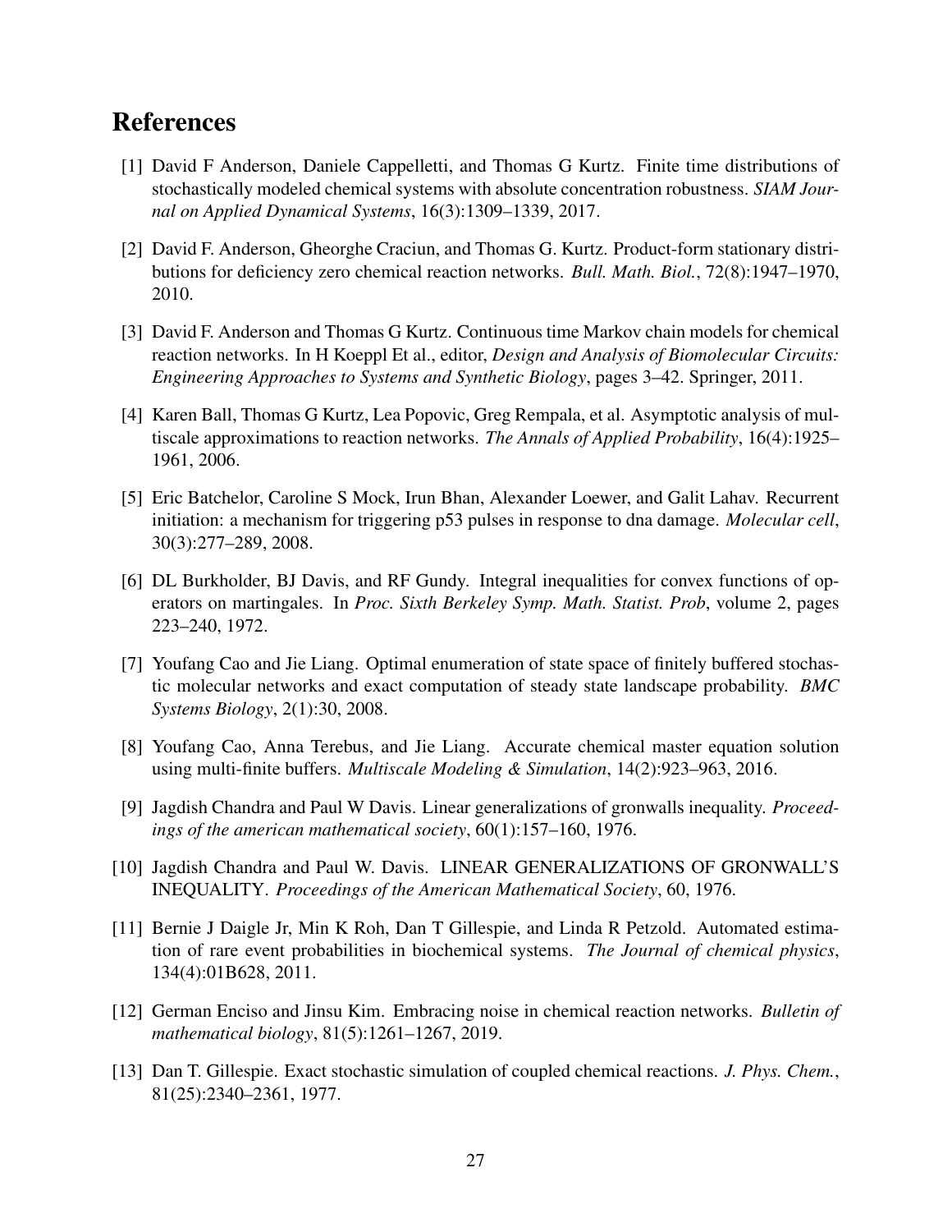# References

[1] David F Anderson, Daniele Cappelletti, and Thomas G Kurtz. Finite time distributions of stochastically modeled chemical systems with absolute concentration robustness. *SIAM Journal on Applied Dynamical Systems*, 16(3):1309–1339, 2017.

[2] David F. Anderson, Gheorghe Craciun, and Thomas G. Kurtz. Product-form stationary distributions for deficiency zero chemical reaction networks. *Bull. Math. Biol.*, 72(8):1947–1970, 2010.

[3] David F. Anderson and Thomas G Kurtz. Continuous time Markov chain models for chemical reaction networks. In H Koeppl Et al., editor, *Design and Analysis of Biomolecular Circuits: Engineering Approaches to Systems and Synthetic Biology*, pages 3–42. Springer, 2011.

[4] Karen Ball, Thomas G Kurtz, Lea Popovic, Greg Rempala, et al. Asymptotic analysis of multiscale approximations to reaction networks. *The Annals of Applied Probability*, 16(4):1925–1961, 2006.

[5] Eric Batchelor, Caroline S Mock, Irun Bhan, Alexander Loewer, and Galit Lahav. Recurrent initiation: a mechanism for triggering p53 pulses in response to dna damage. *Molecular cell*, 30(3):277–289, 2008.

[6] DL Burkholder, BJ Davis, and RF Gundy. Integral inequalities for convex functions of operators on martingales. In *Proc. Sixth Berkeley Symp. Math. Statist. Prob*, volume 2, pages 223–240, 1972.

[7] Youfang Cao and Jie Liang. Optimal enumeration of state space of finitely buffered stochastic molecular networks and exact computation of steady state landscape probability. *BMC Systems Biology*, 2(1):30, 2008.

[8] Youfang Cao, Anna Terebus, and Jie Liang. Accurate chemical master equation solution using multi-finite buffers. *Multiscale Modeling & Simulation*, 14(2):923–963, 2016.

[9] Jagdish Chandra and Paul W Davis. Linear generalizations of gronwalls inequality. *Proceedings of the american mathematical society*, 60(1):157–160, 1976.

[10] Jagdish Chandra and Paul W. Davis. LINEAR GENERALIZATIONS OF GRONWALL'S INEQUALITY. *Proceedings of the American Mathematical Society*, 60, 1976.

[11] Bernie J Daigle Jr, Min K Roh, Dan T Gillespie, and Linda R Petzold. Automated estimation of rare event probabilities in biochemical systems. *The Journal of chemical physics*, 134(4):01B628, 2011.

[12] German Enciso and Jinsu Kim. Embracing noise in chemical reaction networks. *Bulletin of mathematical biology*, 81(5):1261–1267, 2019.

[13] Dan T. Gillespie. Exact stochastic simulation of coupled chemical reactions. *J. Phys. Chem.*, 81(25):2340–2361, 1977.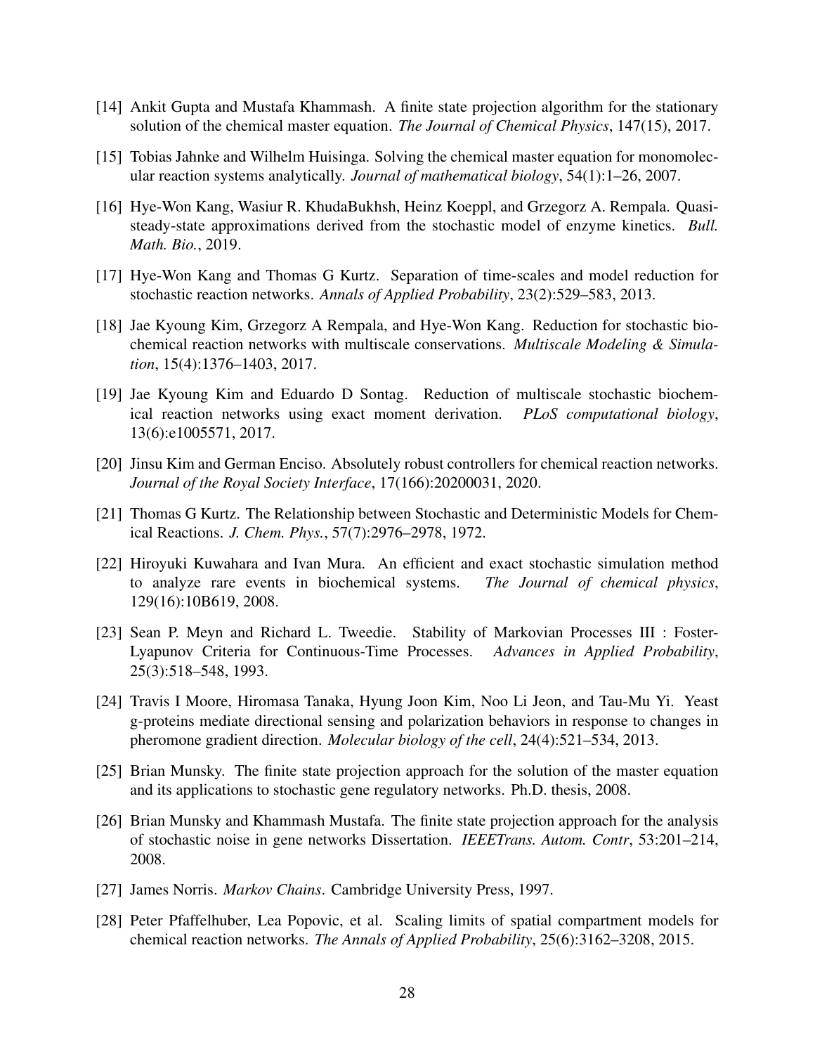[14] Ankit Gupta and Mustafa Khammash. A finite state projection algorithm for the stationary solution of the chemical master equation. *The Journal of Chemical Physics*, 147(15), 2017.

[15] Tobias Jahnke and Wilhelm Huisinga. Solving the chemical master equation for monomolecular reaction systems analytically. *Journal of mathematical biology*, 54(1):1–26, 2007.

[16] Hye-Won Kang, Wasiur R. KhudaBukhsh, Heinz Koeppl, and Grzegorz A. Rempala. Quasi-steady-state approximations derived from the stochastic model of enzyme kinetics. *Bull. Math. Bio.*, 2019.

[17] Hye-Won Kang and Thomas G Kurtz. Separation of time-scales and model reduction for stochastic reaction networks. *Annals of Applied Probability*, 23(2):529–583, 2013.

[18] Jae Kyoung Kim, Grzegorz A Rempala, and Hye-Won Kang. Reduction for stochastic biochemical reaction networks with multiscale conservations. *Multiscale Modeling & Simulation*, 15(4):1376–1403, 2017.

[19] Jae Kyoung Kim and Eduardo D Sontag. Reduction of multiscale stochastic biochemical reaction networks using exact moment derivation. *PLoS computational biology*, 13(6):e1005571, 2017.

[20] Jinsu Kim and German Enciso. Absolutely robust controllers for chemical reaction networks. *Journal of the Royal Society Interface*, 17(166):20200031, 2020.

[21] Thomas G Kurtz. The Relationship between Stochastic and Deterministic Models for Chemical Reactions. *J. Chem. Phys.*, 57(7):2976–2978, 1972.

[22] Hiroyuki Kuwahara and Ivan Mura. An efficient and exact stochastic simulation method to analyze rare events in biochemical systems. *The Journal of chemical physics*, 129(16):10B619, 2008.

[23] Sean P. Meyn and Richard L. Tweedie. Stability of Markovian Processes III : Foster-Lyapunov Criteria for Continuous-Time Processes. *Advances in Applied Probability*, 25(3):518–548, 1993.

[24] Travis I Moore, Hiromasa Tanaka, Hyung Joon Kim, Noo Li Jeon, and Tau-Mu Yi. Yeast g-proteins mediate directional sensing and polarization behaviors in response to changes in pheromone gradient direction. *Molecular biology of the cell*, 24(4):521–534, 2013.

[25] Brian Munsky. The finite state projection approach for the solution of the master equation and its applications to stochastic gene regulatory networks. Ph.D. thesis, 2008.

[26] Brian Munsky and Khammash Mustafa. The finite state projection approach for the analysis of stochastic noise in gene networks Dissertation. *IEEETrans. Autom. Contr*, 53:201–214, 2008.

[27] James Norris. *Markov Chains*. Cambridge University Press, 1997.

[28] Peter Pfaffelhuber, Lea Popovic, et al. Scaling limits of spatial compartment models for chemical reaction networks. *The Annals of Applied Probability*, 25(6):3162–3208, 2015.